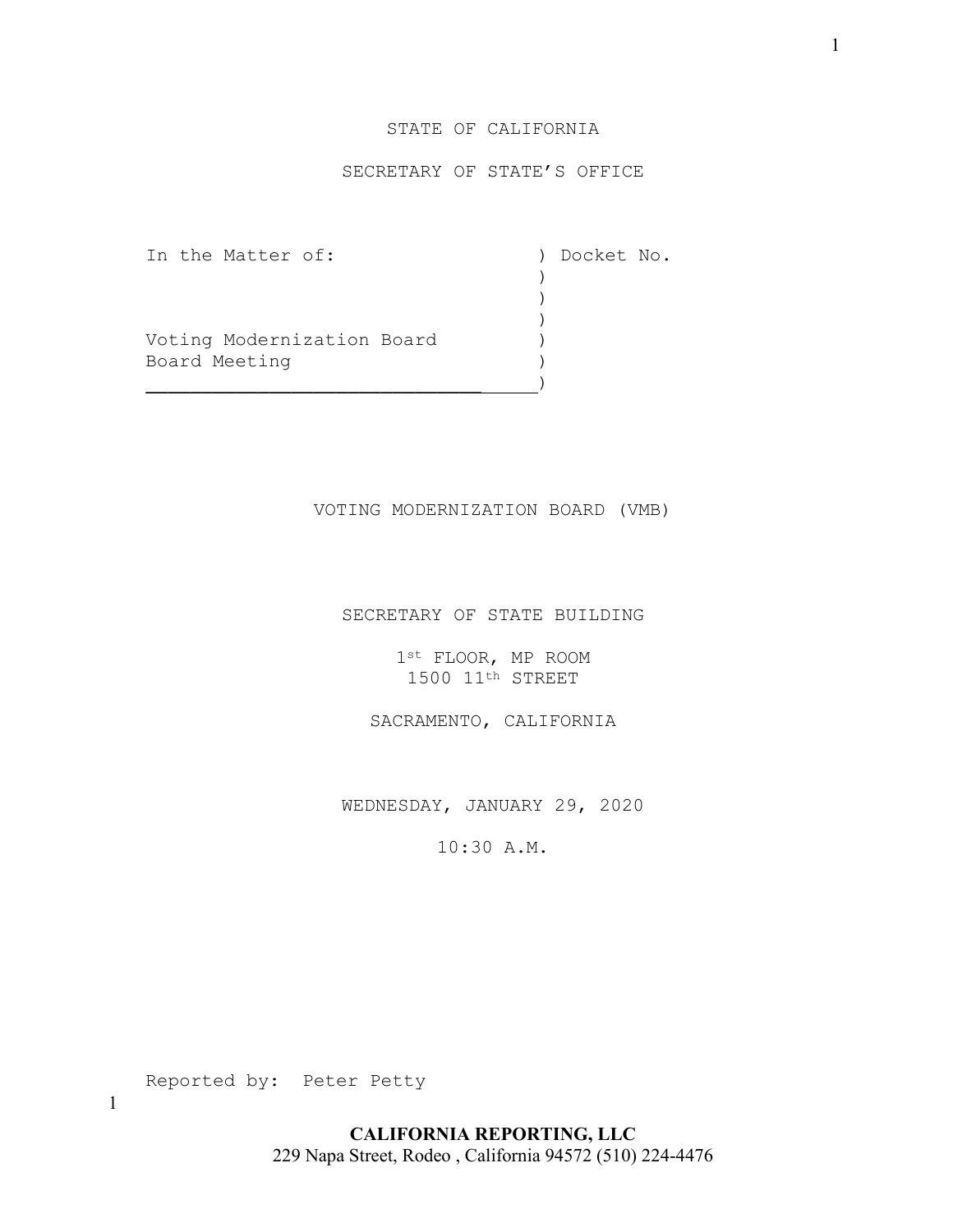STATE OF CALIFORNIA

SECRETARY OF STATE'S OFFICE

```
In the Matter of:                 ) Docket No.
                                  )
                                  )
                                  )
Voting Modernization Board        )
Board Meeting                     )
__________________________________)
```

VOTING MODERNIZATION BOARD (VMB)

SECRETARY OF STATE BUILDING

1st FLOOR, MP ROOM
1500 11th STREET

SACRAMENTO, CALIFORNIA

WEDNESDAY, JANUARY 29, 2020

10:30 A.M.

Reported by: Peter Petty

**CALIFORNIA REPORTING, LLC**
229 Napa Street, Rodeo , California 94572 (510) 224-4476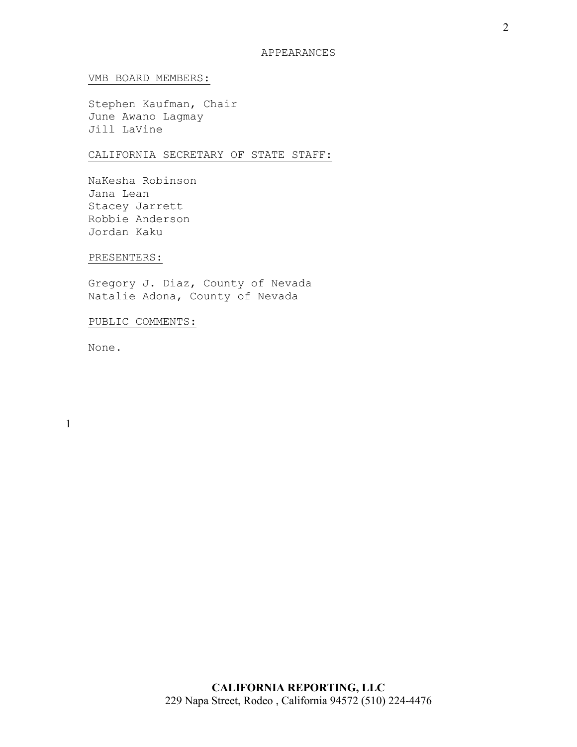# APPEARANCES

VMB BOARD MEMBERS:

Stephen Kaufman, Chair
June Awano Lagmay
Jill LaVine

CALIFORNIA SECRETARY OF STATE STAFF:

NaKesha Robinson
Jana Lean
Stacey Jarrett
Robbie Anderson
Jordan Kaku

PRESENTERS:

Gregory J. Diaz, County of Nevada
Natalie Adona, County of Nevada

PUBLIC COMMENTS:

None.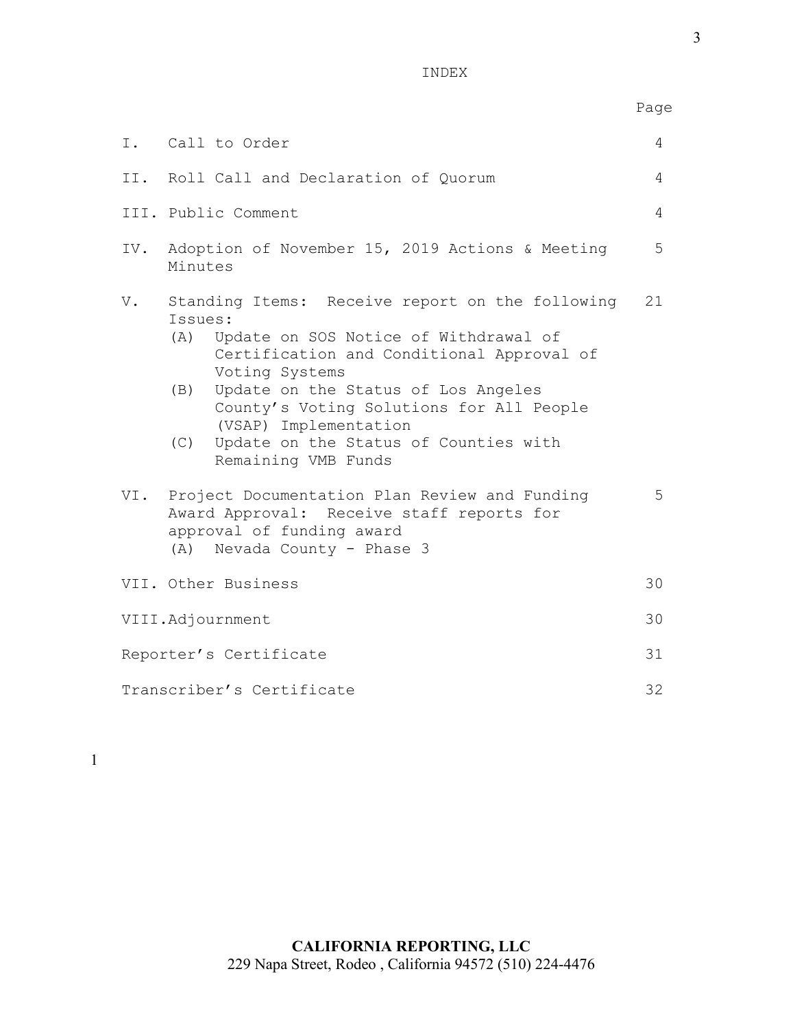# INDEX

| | | Page |
|---|---|---|
| I. | Call to Order | 4 |
| II. | Roll Call and Declaration of Quorum | 4 |
| III. | Public Comment | 4 |
| IV. | Adoption of November 15, 2019 Actions & Meeting Minutes | 5 |
| V. | Standing Items: Receive report on the following Issues:<br>(A) Update on SOS Notice of Withdrawal of Certification and Conditional Approval of Voting Systems<br>(B) Update on the Status of Los Angeles County's Voting Solutions for All People (VSAP) Implementation<br>(C) Update on the Status of Counties with Remaining VMB Funds | 21 |
| VI. | Project Documentation Plan Review and Funding Award Approval: Receive staff reports for approval of funding award<br>(A) Nevada County - Phase 3 | 5 |
| VII. | Other Business | 30 |
| VIII. | Adjournment | 30 |
| | Reporter's Certificate | 31 |
| | Transcriber's Certificate | 32 |

1

**CALIFORNIA REPORTING, LLC**
229 Napa Street, Rodeo , California 94572 (510) 224-4476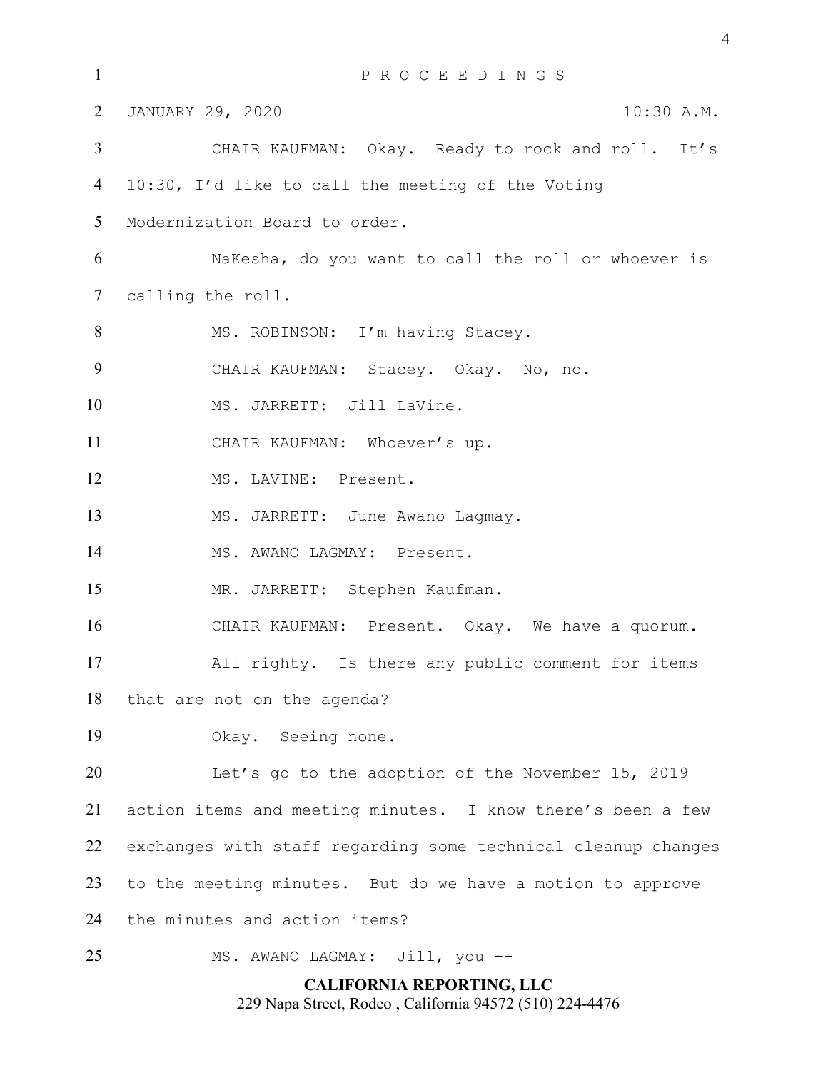P R O C E E D I N G S

JANUARY 29, 2020 10:30 A.M.

CHAIR KAUFMAN: Okay. Ready to rock and roll. It's 10:30, I'd like to call the meeting of the Voting Modernization Board to order.

NaKesha, do you want to call the roll or whoever is calling the roll.

MS. ROBINSON: I'm having Stacey.

CHAIR KAUFMAN: Stacey. Okay. No, no.

MS. JARRETT: Jill LaVine.

CHAIR KAUFMAN: Whoever's up.

MS. LAVINE: Present.

MS. JARRETT: June Awano Lagmay.

MS. AWANO LAGMAY: Present.

MR. JARRETT: Stephen Kaufman.

CHAIR KAUFMAN: Present. Okay. We have a quorum.

All righty. Is there any public comment for items that are not on the agenda?

Okay. Seeing none.

Let's go to the adoption of the November 15, 2019 action items and meeting minutes. I know there's been a few exchanges with staff regarding some technical cleanup changes to the meeting minutes. But do we have a motion to approve the minutes and action items?

MS. AWANO LAGMAY: Jill, you --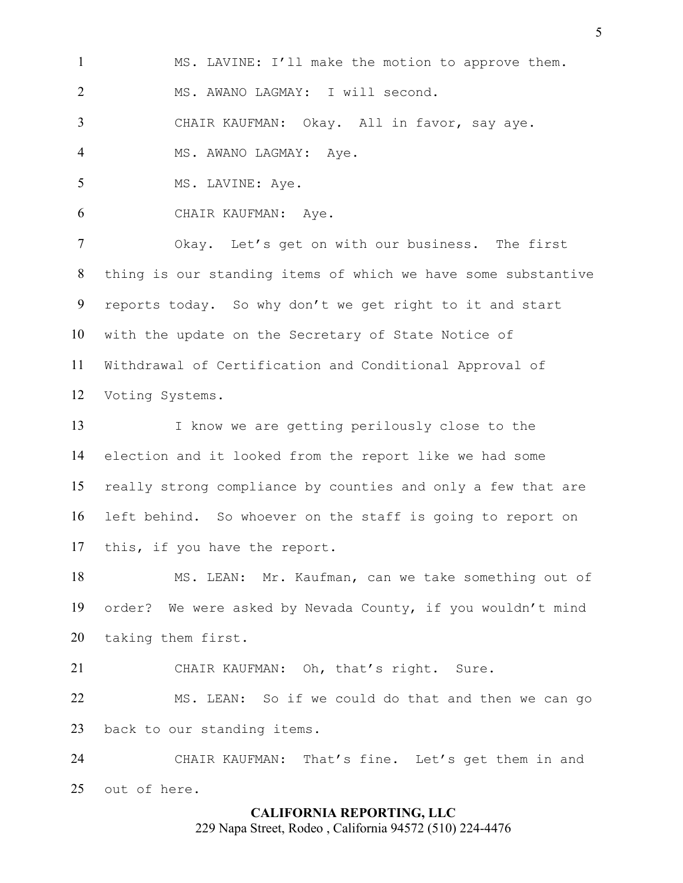MS. LAVINE: I'll make the motion to approve them.

MS. AWANO LAGMAY: I will second.

CHAIR KAUFMAN: Okay. All in favor, say aye.

MS. AWANO LAGMAY: Aye.

MS. LAVINE: Aye.

CHAIR KAUFMAN: Aye.

Okay. Let's get on with our business. The first thing is our standing items of which we have some substantive reports today. So why don't we get right to it and start with the update on the Secretary of State Notice of Withdrawal of Certification and Conditional Approval of Voting Systems.

I know we are getting perilously close to the election and it looked from the report like we had some really strong compliance by counties and only a few that are left behind. So whoever on the staff is going to report on this, if you have the report.

MS. LEAN: Mr. Kaufman, can we take something out of order? We were asked by Nevada County, if you wouldn't mind taking them first.

CHAIR KAUFMAN: Oh, that's right. Sure.

MS. LEAN: So if we could do that and then we can go back to our standing items.

CHAIR KAUFMAN: That's fine. Let's get them in and out of here.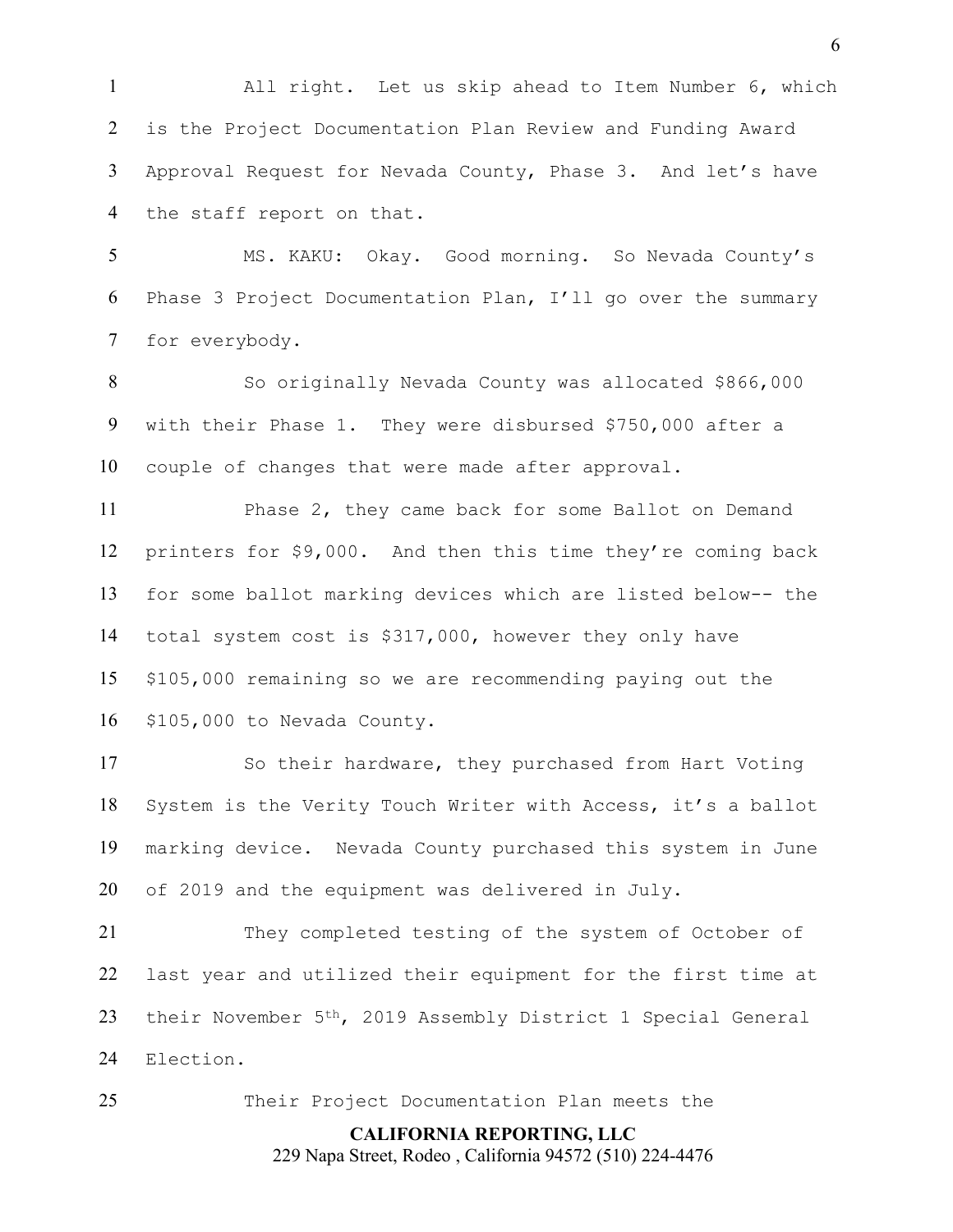All right. Let us skip ahead to Item Number 6, which is the Project Documentation Plan Review and Funding Award Approval Request for Nevada County, Phase 3. And let's have the staff report on that.

MS. KAKU: Okay. Good morning. So Nevada County's Phase 3 Project Documentation Plan, I'll go over the summary for everybody.

So originally Nevada County was allocated $866,000 with their Phase 1. They were disbursed $750,000 after a couple of changes that were made after approval.

Phase 2, they came back for some Ballot on Demand printers for $9,000. And then this time they're coming back for some ballot marking devices which are listed below-- the total system cost is $317,000, however they only have $105,000 remaining so we are recommending paying out the $105,000 to Nevada County.

So their hardware, they purchased from Hart Voting System is the Verity Touch Writer with Access, it's a ballot marking device. Nevada County purchased this system in June of 2019 and the equipment was delivered in July.

They completed testing of the system of October of last year and utilized their equipment for the first time at their November 5th, 2019 Assembly District 1 Special General Election.

Their Project Documentation Plan meets the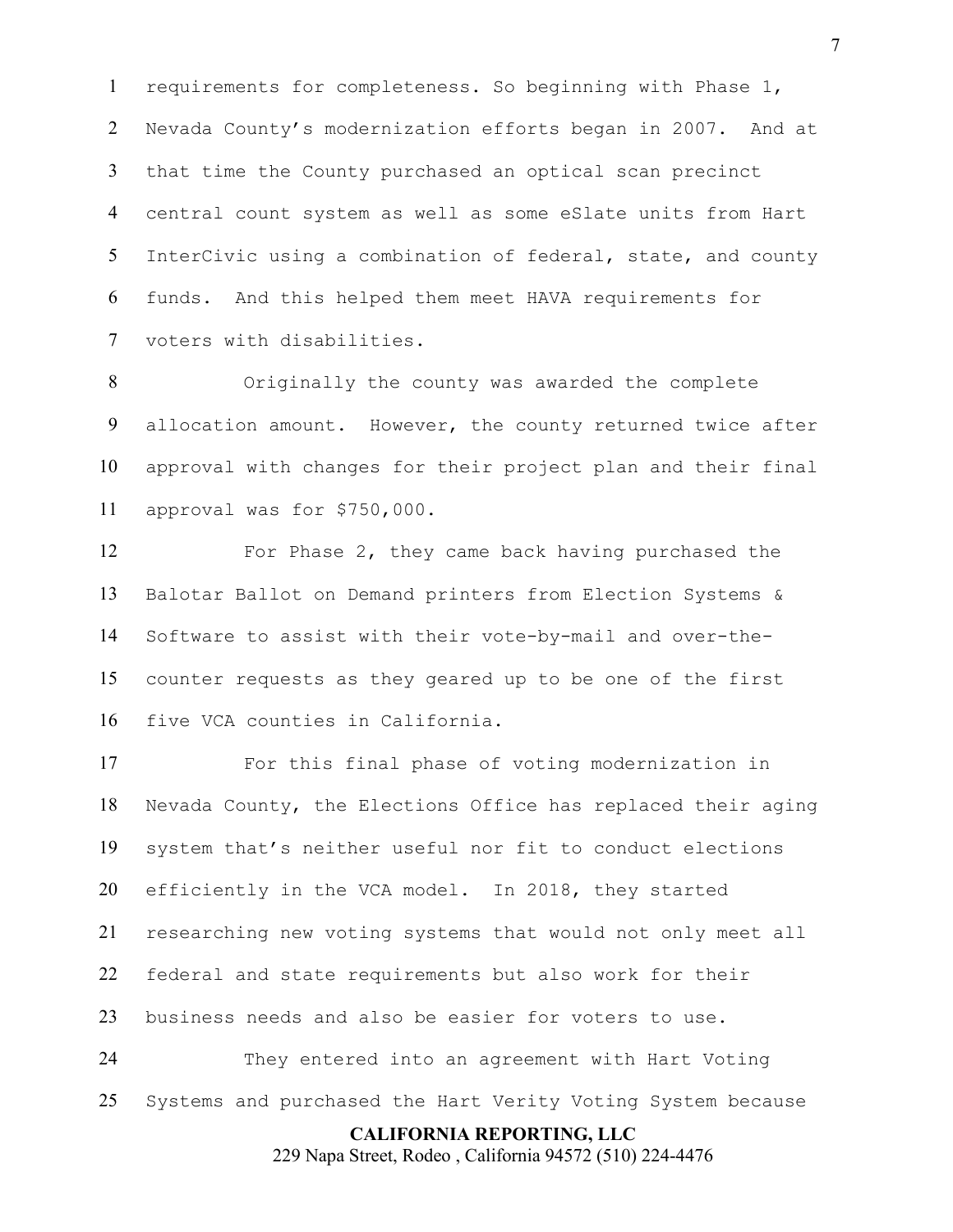requirements for completeness. So beginning with Phase 1, Nevada County's modernization efforts began in 2007. And at that time the County purchased an optical scan precinct central count system as well as some eSlate units from Hart InterCivic using a combination of federal, state, and county funds. And this helped them meet HAVA requirements for voters with disabilities.

Originally the county was awarded the complete allocation amount. However, the county returned twice after approval with changes for their project plan and their final approval was for $750,000.

For Phase 2, they came back having purchased the Balotar Ballot on Demand printers from Election Systems & Software to assist with their vote-by-mail and over-the-counter requests as they geared up to be one of the first five VCA counties in California.

For this final phase of voting modernization in Nevada County, the Elections Office has replaced their aging system that's neither useful nor fit to conduct elections efficiently in the VCA model. In 2018, they started researching new voting systems that would not only meet all federal and state requirements but also work for their business needs and also be easier for voters to use.

They entered into an agreement with Hart Voting Systems and purchased the Hart Verity Voting System because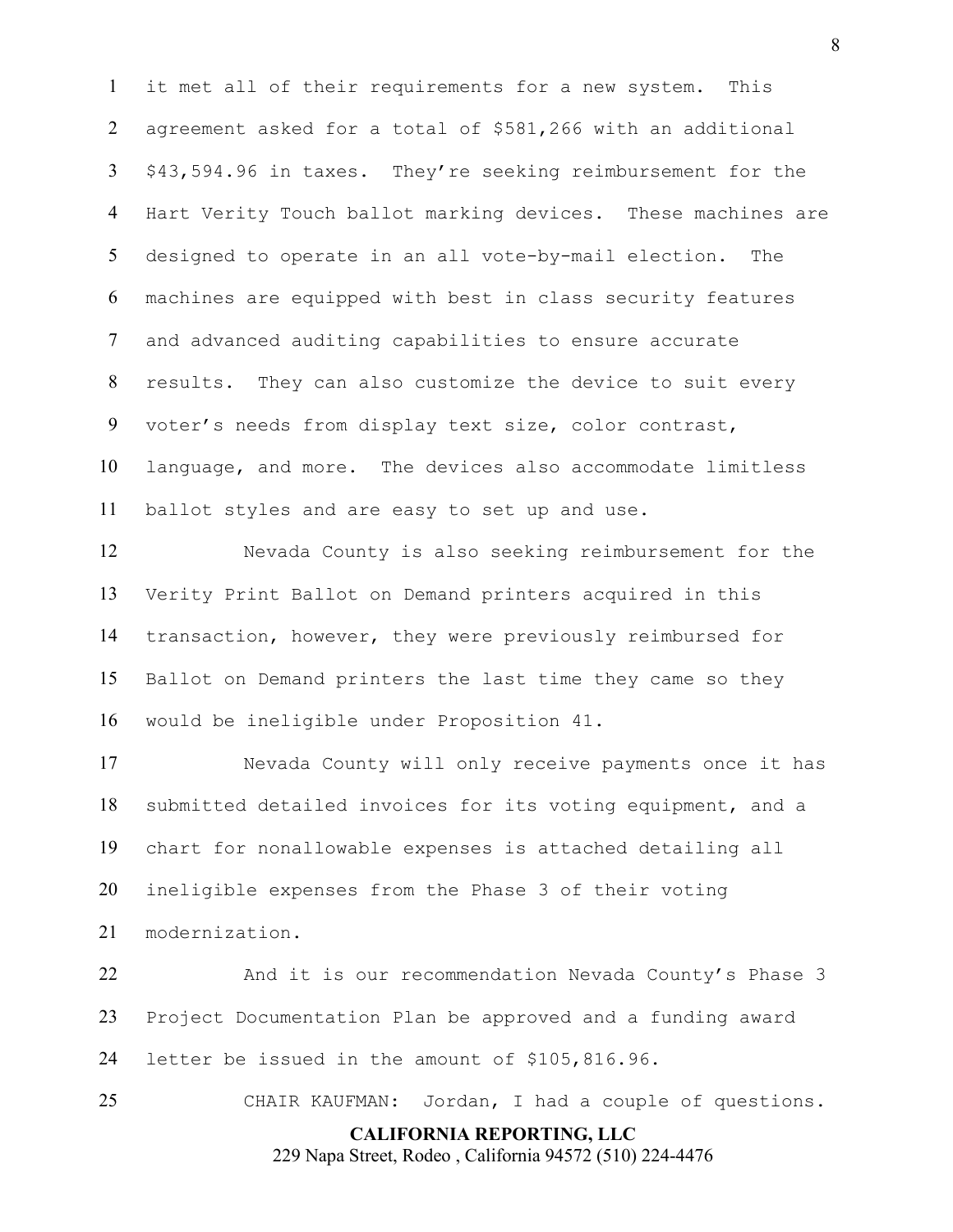it met all of their requirements for a new system. This agreement asked for a total of $581,266 with an additional $43,594.96 in taxes. They're seeking reimbursement for the Hart Verity Touch ballot marking devices. These machines are designed to operate in an all vote-by-mail election. The machines are equipped with best in class security features and advanced auditing capabilities to ensure accurate results. They can also customize the device to suit every voter's needs from display text size, color contrast, language, and more. The devices also accommodate limitless ballot styles and are easy to set up and use.

Nevada County is also seeking reimbursement for the Verity Print Ballot on Demand printers acquired in this transaction, however, they were previously reimbursed for Ballot on Demand printers the last time they came so they would be ineligible under Proposition 41.

Nevada County will only receive payments once it has submitted detailed invoices for its voting equipment, and a chart for nonallowable expenses is attached detailing all ineligible expenses from the Phase 3 of their voting modernization.

And it is our recommendation Nevada County's Phase 3 Project Documentation Plan be approved and a funding award letter be issued in the amount of $105,816.96.

CHAIR KAUFMAN: Jordan, I had a couple of questions.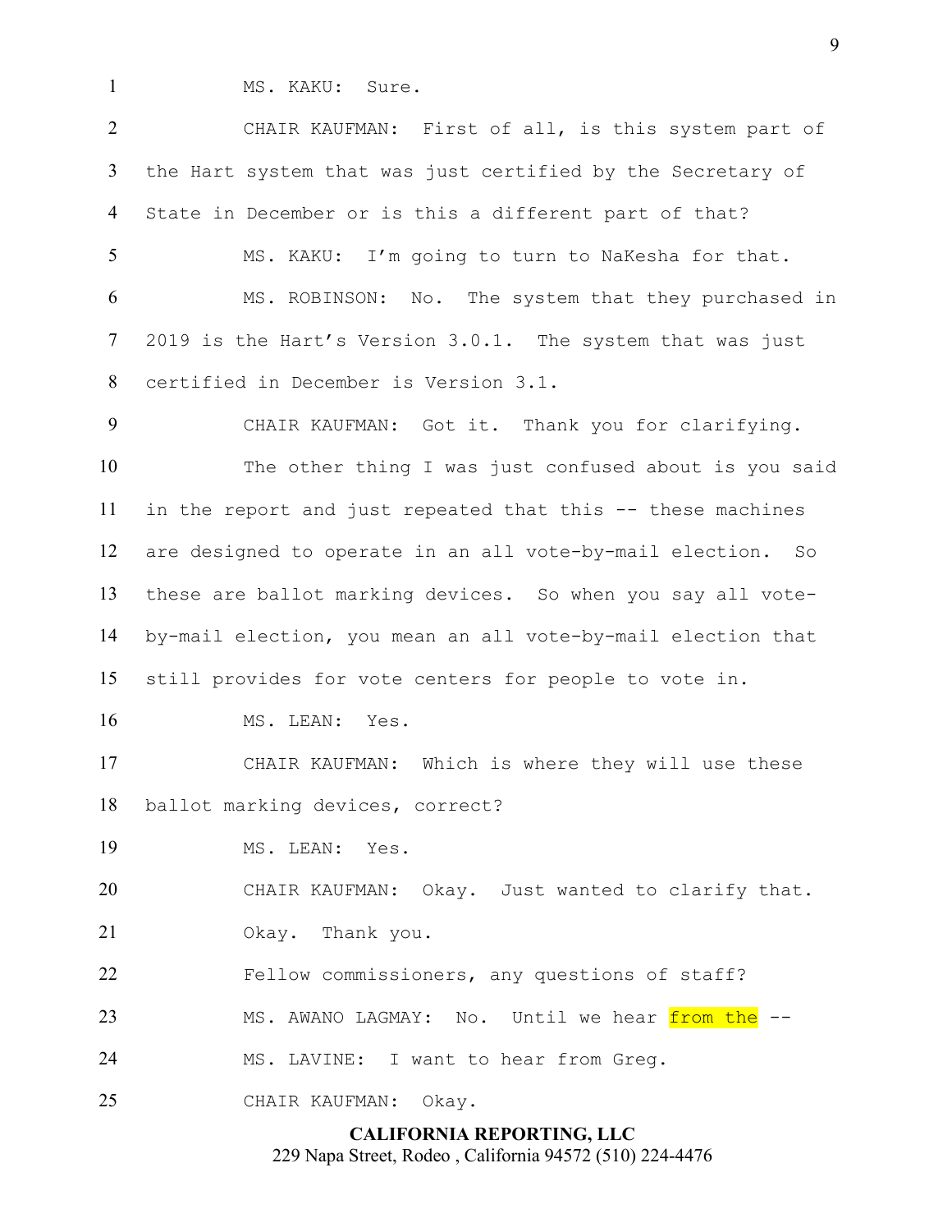MS. KAKU: Sure.

CHAIR KAUFMAN: First of all, is this system part of the Hart system that was just certified by the Secretary of State in December or is this a different part of that?

MS. KAKU: I'm going to turn to NaKesha for that.

MS. ROBINSON: No. The system that they purchased in 2019 is the Hart's Version 3.0.1. The system that was just certified in December is Version 3.1.

CHAIR KAUFMAN: Got it. Thank you for clarifying.

The other thing I was just confused about is you said in the report and just repeated that this -- these machines are designed to operate in an all vote-by-mail election. So these are ballot marking devices. So when you say all vote-by-mail election, you mean an all vote-by-mail election that still provides for vote centers for people to vote in.

MS. LEAN: Yes.

CHAIR KAUFMAN: Which is where they will use these ballot marking devices, correct?

MS. LEAN: Yes.

CHAIR KAUFMAN: Okay. Just wanted to clarify that.

Okay. Thank you.

Fellow commissioners, any questions of staff?

MS. AWANO LAGMAY: No. Until we hear from the --

MS. LAVINE: I want to hear from Greg.

CHAIR KAUFMAN: Okay.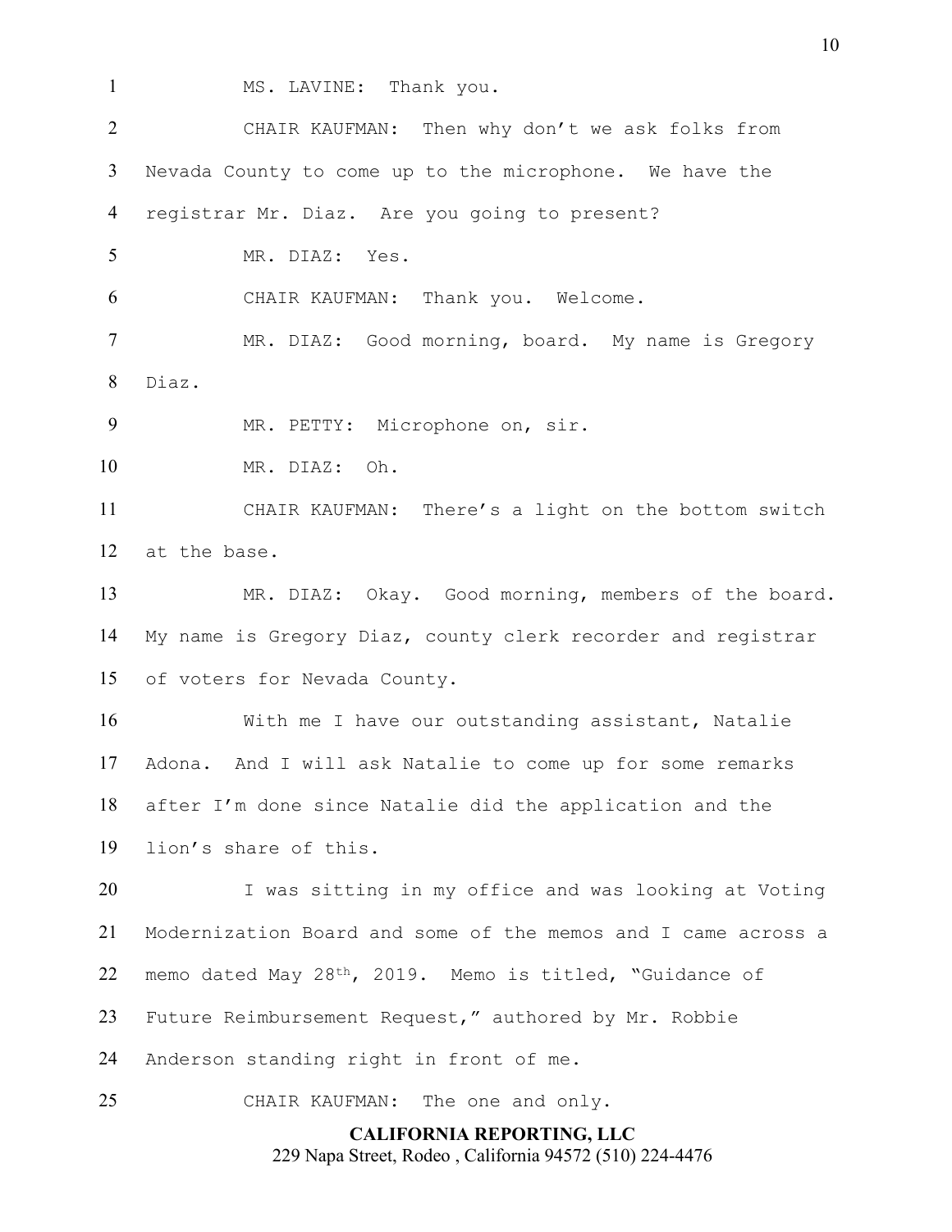MS. LAVINE: Thank you.

CHAIR KAUFMAN: Then why don't we ask folks from Nevada County to come up to the microphone. We have the registrar Mr. Diaz. Are you going to present?

MR. DIAZ: Yes.

CHAIR KAUFMAN: Thank you. Welcome.

MR. DIAZ: Good morning, board. My name is Gregory Diaz.

MR. PETTY: Microphone on, sir.

MR. DIAZ: Oh.

CHAIR KAUFMAN: There's a light on the bottom switch at the base.

MR. DIAZ: Okay. Good morning, members of the board. My name is Gregory Diaz, county clerk recorder and registrar of voters for Nevada County.

With me I have our outstanding assistant, Natalie Adona. And I will ask Natalie to come up for some remarks after I'm done since Natalie did the application and the lion's share of this.

I was sitting in my office and was looking at Voting Modernization Board and some of the memos and I came across a memo dated May 28th, 2019. Memo is titled, "Guidance of Future Reimbursement Request," authored by Mr. Robbie Anderson standing right in front of me.

CHAIR KAUFMAN: The one and only.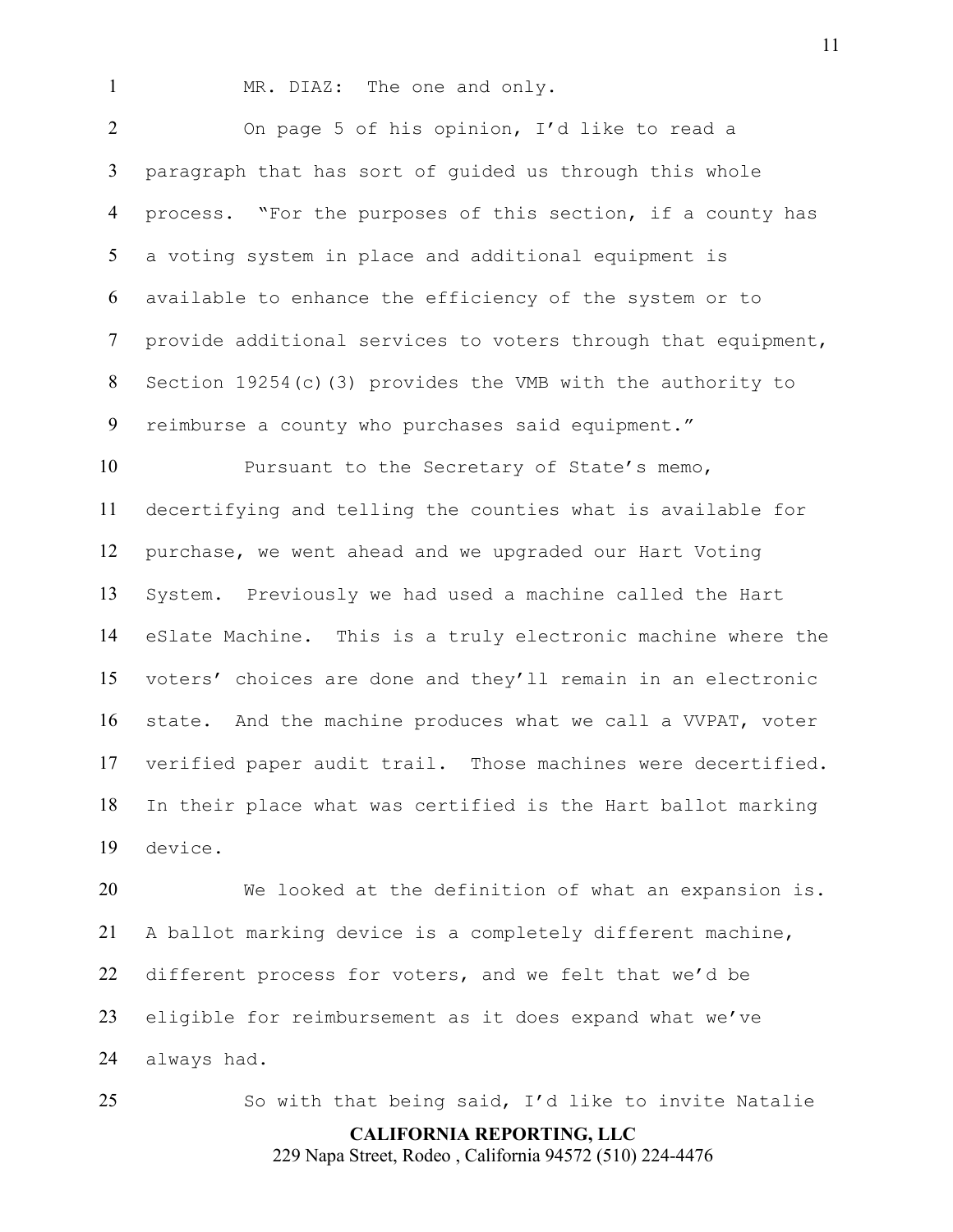MR. DIAZ: The one and only.

On page 5 of his opinion, I'd like to read a paragraph that has sort of guided us through this whole process. "For the purposes of this section, if a county has a voting system in place and additional equipment is available to enhance the efficiency of the system or to provide additional services to voters through that equipment, Section 19254(c)(3) provides the VMB with the authority to reimburse a county who purchases said equipment."

Pursuant to the Secretary of State's memo, decertifying and telling the counties what is available for purchase, we went ahead and we upgraded our Hart Voting System. Previously we had used a machine called the Hart eSlate Machine. This is a truly electronic machine where the voters' choices are done and they'll remain in an electronic state. And the machine produces what we call a VVPAT, voter verified paper audit trail. Those machines were decertified. In their place what was certified is the Hart ballot marking device.

We looked at the definition of what an expansion is. A ballot marking device is a completely different machine, different process for voters, and we felt that we'd be eligible for reimbursement as it does expand what we've always had.

So with that being said, I'd like to invite Natalie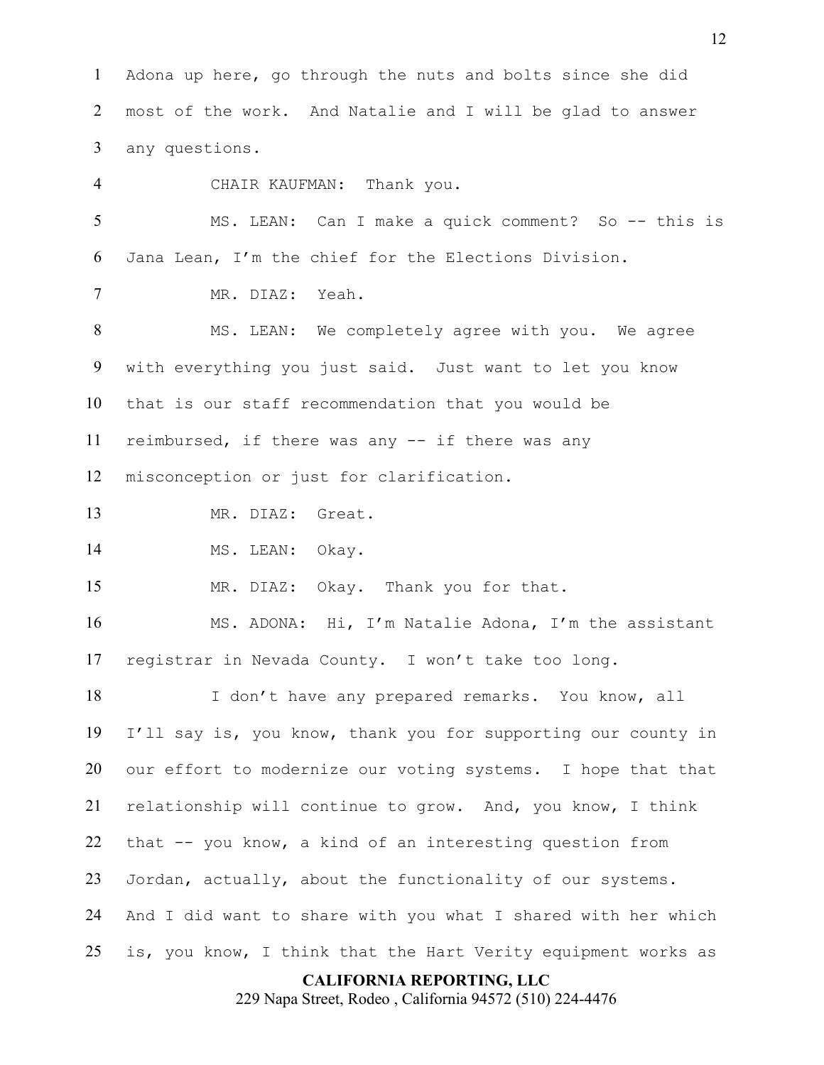Adona up here, go through the nuts and bolts since she did most of the work. And Natalie and I will be glad to answer any questions.

CHAIR KAUFMAN: Thank you.

MS. LEAN: Can I make a quick comment? So -- this is Jana Lean, I'm the chief for the Elections Division.

MR. DIAZ: Yeah.

MS. LEAN: We completely agree with you. We agree with everything you just said. Just want to let you know that is our staff recommendation that you would be reimbursed, if there was any -- if there was any misconception or just for clarification.

MR. DIAZ: Great.

MS. LEAN: Okay.

MR. DIAZ: Okay. Thank you for that.

MS. ADONA: Hi, I'm Natalie Adona, I'm the assistant registrar in Nevada County. I won't take too long.

I don't have any prepared remarks. You know, all I'll say is, you know, thank you for supporting our county in our effort to modernize our voting systems. I hope that that relationship will continue to grow. And, you know, I think that -- you know, a kind of an interesting question from Jordan, actually, about the functionality of our systems. And I did want to share with you what I shared with her which is, you know, I think that the Hart Verity equipment works as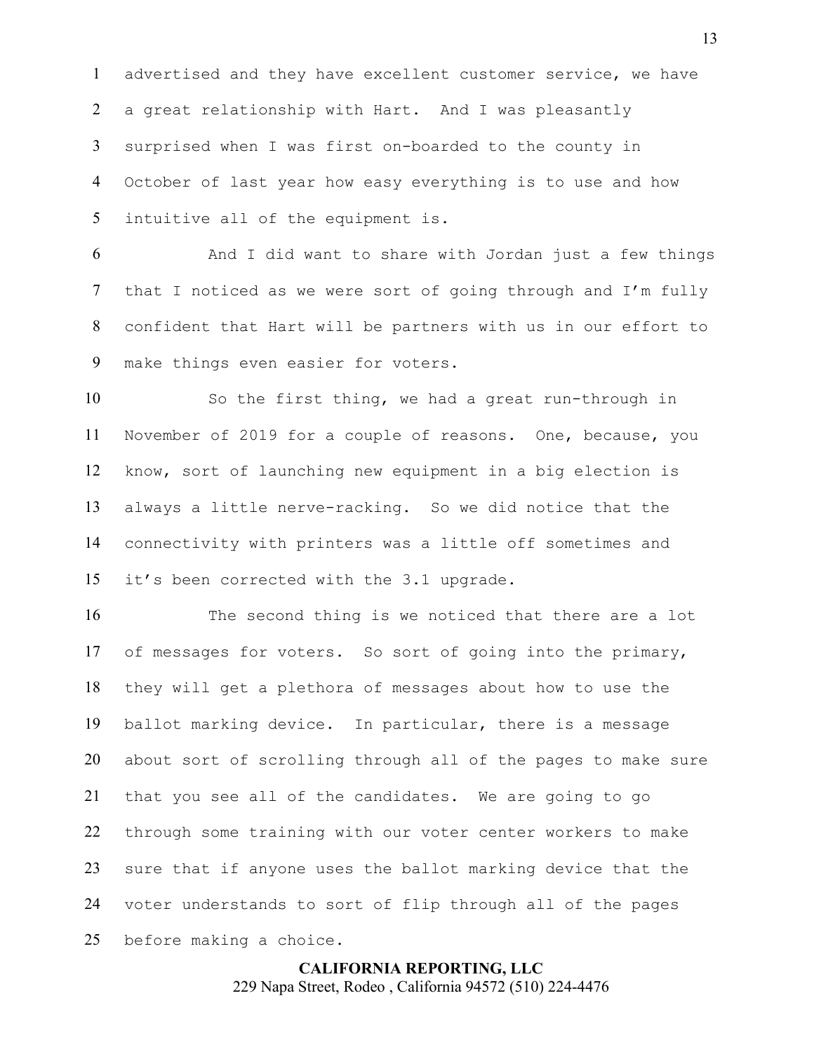advertised and they have excellent customer service, we have a great relationship with Hart. And I was pleasantly surprised when I was first on-boarded to the county in October of last year how easy everything is to use and how intuitive all of the equipment is.

And I did want to share with Jordan just a few things that I noticed as we were sort of going through and I'm fully confident that Hart will be partners with us in our effort to make things even easier for voters.

So the first thing, we had a great run-through in November of 2019 for a couple of reasons. One, because, you know, sort of launching new equipment in a big election is always a little nerve-racking. So we did notice that the connectivity with printers was a little off sometimes and it's been corrected with the 3.1 upgrade.

The second thing is we noticed that there are a lot of messages for voters. So sort of going into the primary, they will get a plethora of messages about how to use the ballot marking device. In particular, there is a message about sort of scrolling through all of the pages to make sure that you see all of the candidates. We are going to go through some training with our voter center workers to make sure that if anyone uses the ballot marking device that the voter understands to sort of flip through all of the pages before making a choice.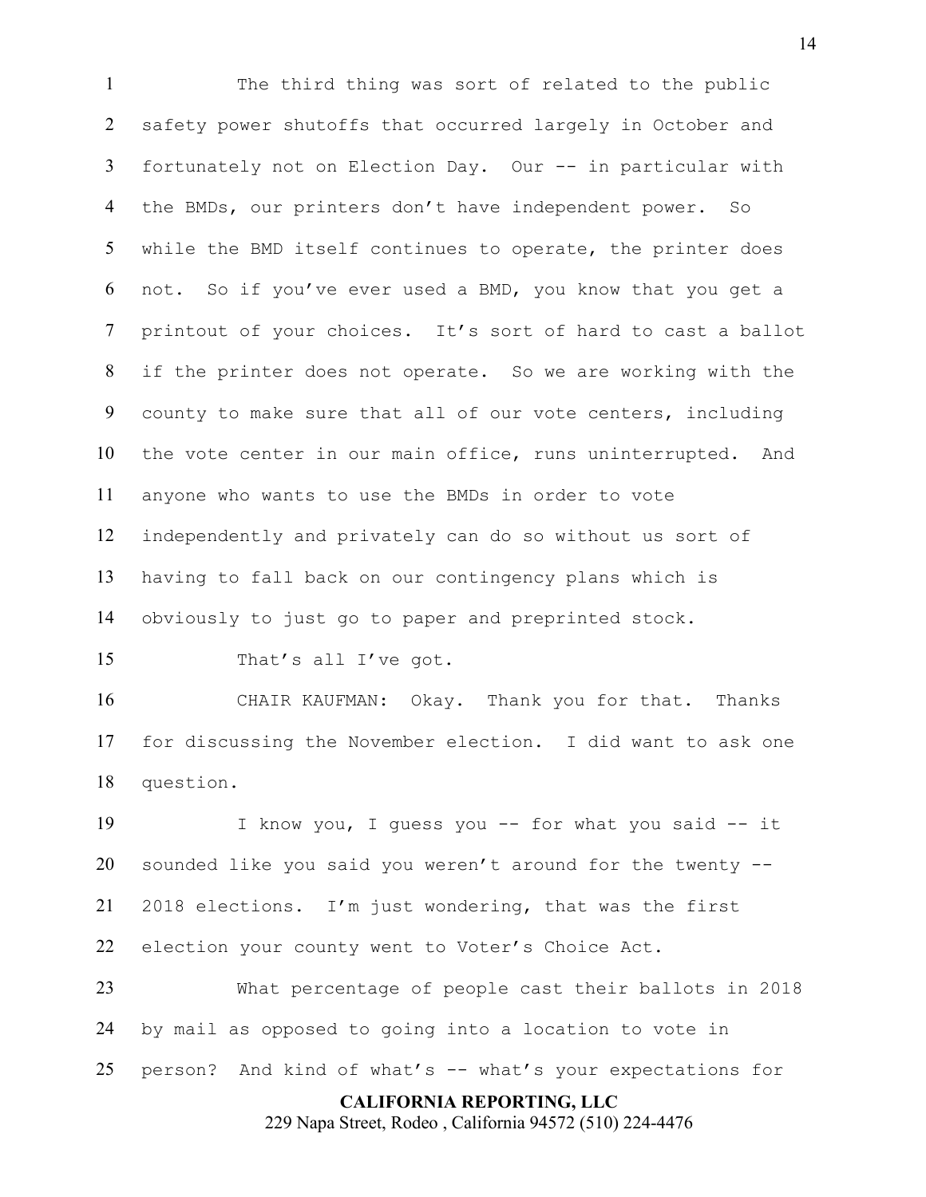The third thing was sort of related to the public safety power shutoffs that occurred largely in October and fortunately not on Election Day. Our -- in particular with the BMDs, our printers don't have independent power. So while the BMD itself continues to operate, the printer does not. So if you've ever used a BMD, you know that you get a printout of your choices. It's sort of hard to cast a ballot if the printer does not operate. So we are working with the county to make sure that all of our vote centers, including the vote center in our main office, runs uninterrupted. And anyone who wants to use the BMDs in order to vote independently and privately can do so without us sort of having to fall back on our contingency plans which is obviously to just go to paper and preprinted stock.

That's all I've got.

CHAIR KAUFMAN: Okay. Thank you for that. Thanks for discussing the November election. I did want to ask one question.

I know you, I guess you -- for what you said -- it sounded like you said you weren't around for the twenty -- 2018 elections. I'm just wondering, that was the first election your county went to Voter's Choice Act.

What percentage of people cast their ballots in 2018 by mail as opposed to going into a location to vote in person? And kind of what's -- what's your expectations for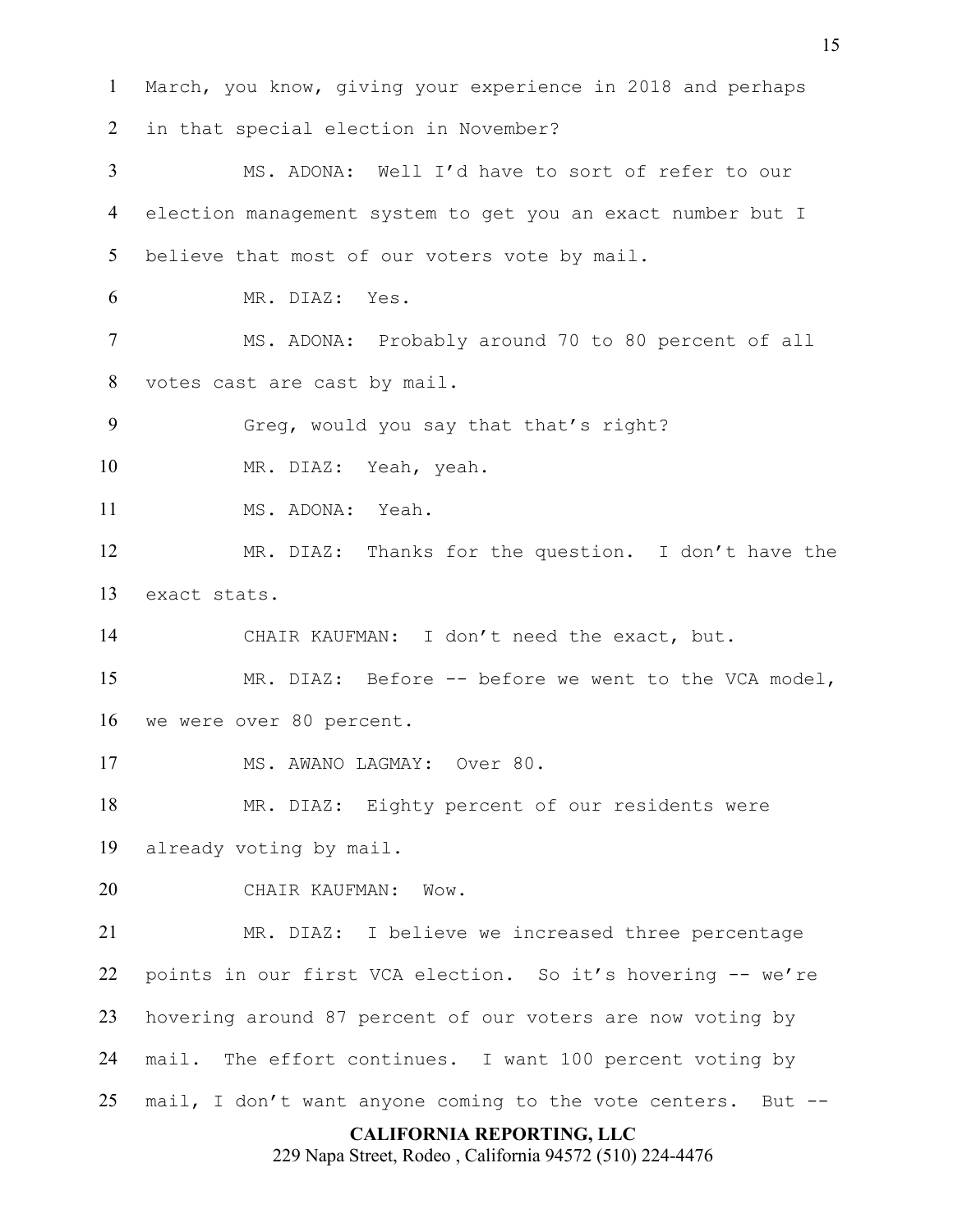March, you know, giving your experience in 2018 and perhaps in that special election in November?

MS. ADONA: Well I'd have to sort of refer to our election management system to get you an exact number but I believe that most of our voters vote by mail.

MR. DIAZ: Yes.

MS. ADONA: Probably around 70 to 80 percent of all votes cast are cast by mail.

Greg, would you say that that's right?

MR. DIAZ: Yeah, yeah.

MS. ADONA: Yeah.

MR. DIAZ: Thanks for the question. I don't have the exact stats.

CHAIR KAUFMAN: I don't need the exact, but.

MR. DIAZ: Before -- before we went to the VCA model, we were over 80 percent.

MS. AWANO LAGMAY: Over 80.

MR. DIAZ: Eighty percent of our residents were already voting by mail.

CHAIR KAUFMAN: Wow.

MR. DIAZ: I believe we increased three percentage points in our first VCA election. So it's hovering -- we're hovering around 87 percent of our voters are now voting by mail. The effort continues. I want 100 percent voting by mail, I don't want anyone coming to the vote centers. But --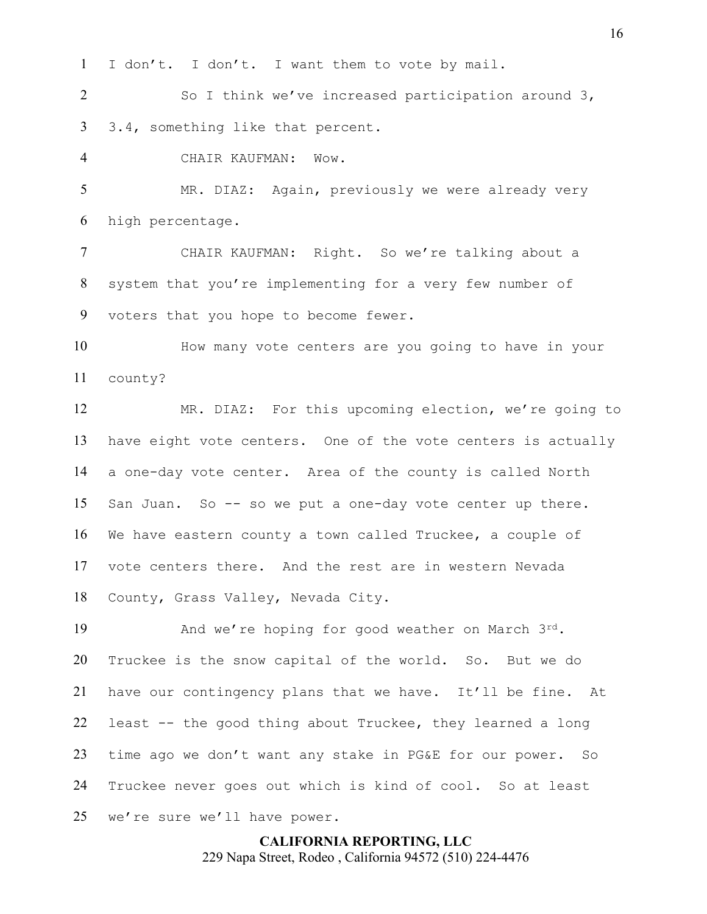I don't. I don't. I want them to vote by mail.

So I think we've increased participation around 3, 3.4, something like that percent.

CHAIR KAUFMAN: Wow.

MR. DIAZ: Again, previously we were already very high percentage.

CHAIR KAUFMAN: Right. So we're talking about a system that you're implementing for a very few number of voters that you hope to become fewer.

How many vote centers are you going to have in your county?

MR. DIAZ: For this upcoming election, we're going to have eight vote centers. One of the vote centers is actually a one-day vote center. Area of the county is called North San Juan. So -- so we put a one-day vote center up there. We have eastern county a town called Truckee, a couple of vote centers there. And the rest are in western Nevada County, Grass Valley, Nevada City.

And we're hoping for good weather on March 3rd. Truckee is the snow capital of the world. So. But we do have our contingency plans that we have. It'll be fine. At least -- the good thing about Truckee, they learned a long time ago we don't want any stake in PG&E for our power. So Truckee never goes out which is kind of cool. So at least we're sure we'll have power.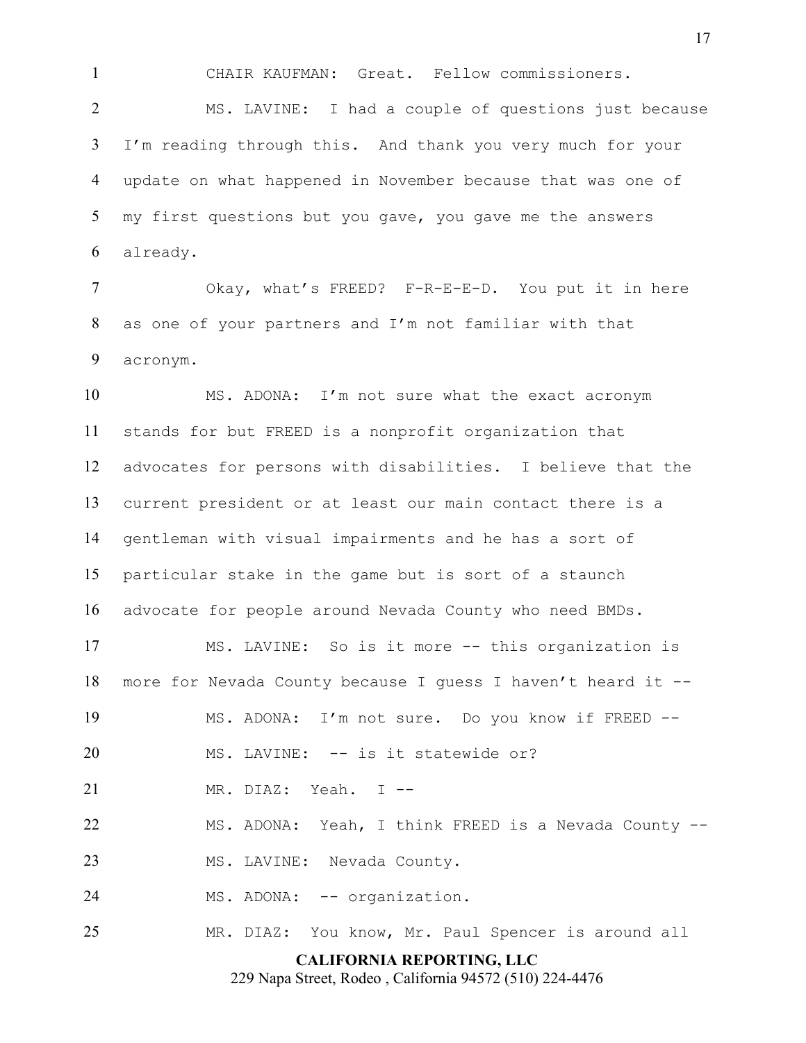CHAIR KAUFMAN: Great. Fellow commissioners.

MS. LAVINE: I had a couple of questions just because I'm reading through this. And thank you very much for your update on what happened in November because that was one of my first questions but you gave, you gave me the answers already.

Okay, what's FREED? F-R-E-E-D. You put it in here as one of your partners and I'm not familiar with that acronym.

MS. ADONA: I'm not sure what the exact acronym stands for but FREED is a nonprofit organization that advocates for persons with disabilities. I believe that the current president or at least our main contact there is a gentleman with visual impairments and he has a sort of particular stake in the game but is sort of a staunch advocate for people around Nevada County who need BMDs.

MS. LAVINE: So is it more -- this organization is more for Nevada County because I guess I haven't heard it --

MS. ADONA: I'm not sure. Do you know if FREED --

MS. LAVINE: -- is it statewide or?

MR. DIAZ: Yeah. I --

MS. ADONA: Yeah, I think FREED is a Nevada County --

MS. LAVINE: Nevada County.

MS. ADONA: -- organization.

MR. DIAZ: You know, Mr. Paul Spencer is around all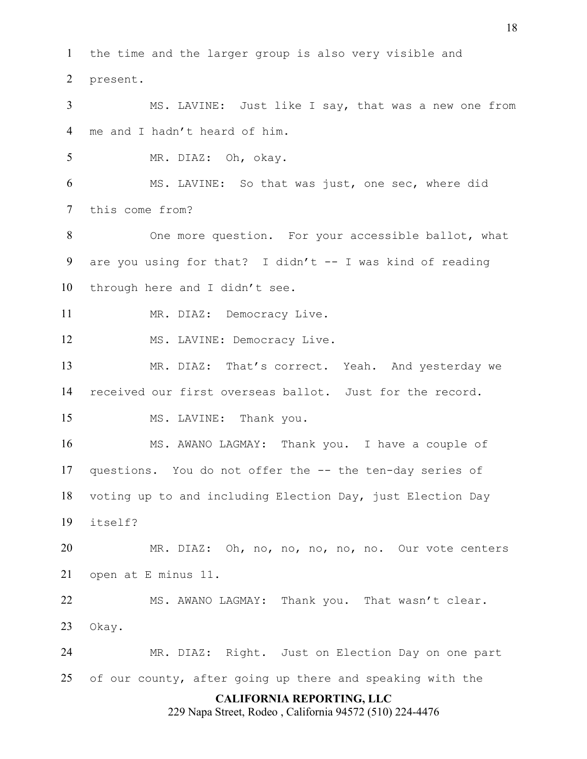the time and the larger group is also very visible and present.

MS. LAVINE: Just like I say, that was a new one from me and I hadn't heard of him.

MR. DIAZ: Oh, okay.

MS. LAVINE: So that was just, one sec, where did this come from?

One more question. For your accessible ballot, what are you using for that? I didn't -- I was kind of reading through here and I didn't see.

MR. DIAZ: Democracy Live.

MS. LAVINE: Democracy Live.

MR. DIAZ: That's correct. Yeah. And yesterday we received our first overseas ballot. Just for the record.

MS. LAVINE: Thank you.

MS. AWANO LAGMAY: Thank you. I have a couple of questions. You do not offer the -- the ten-day series of voting up to and including Election Day, just Election Day itself?

MR. DIAZ: Oh, no, no, no, no, no. Our vote centers open at E minus 11.

MS. AWANO LAGMAY: Thank you. That wasn't clear. Okay.

MR. DIAZ: Right. Just on Election Day on one part of our county, after going up there and speaking with the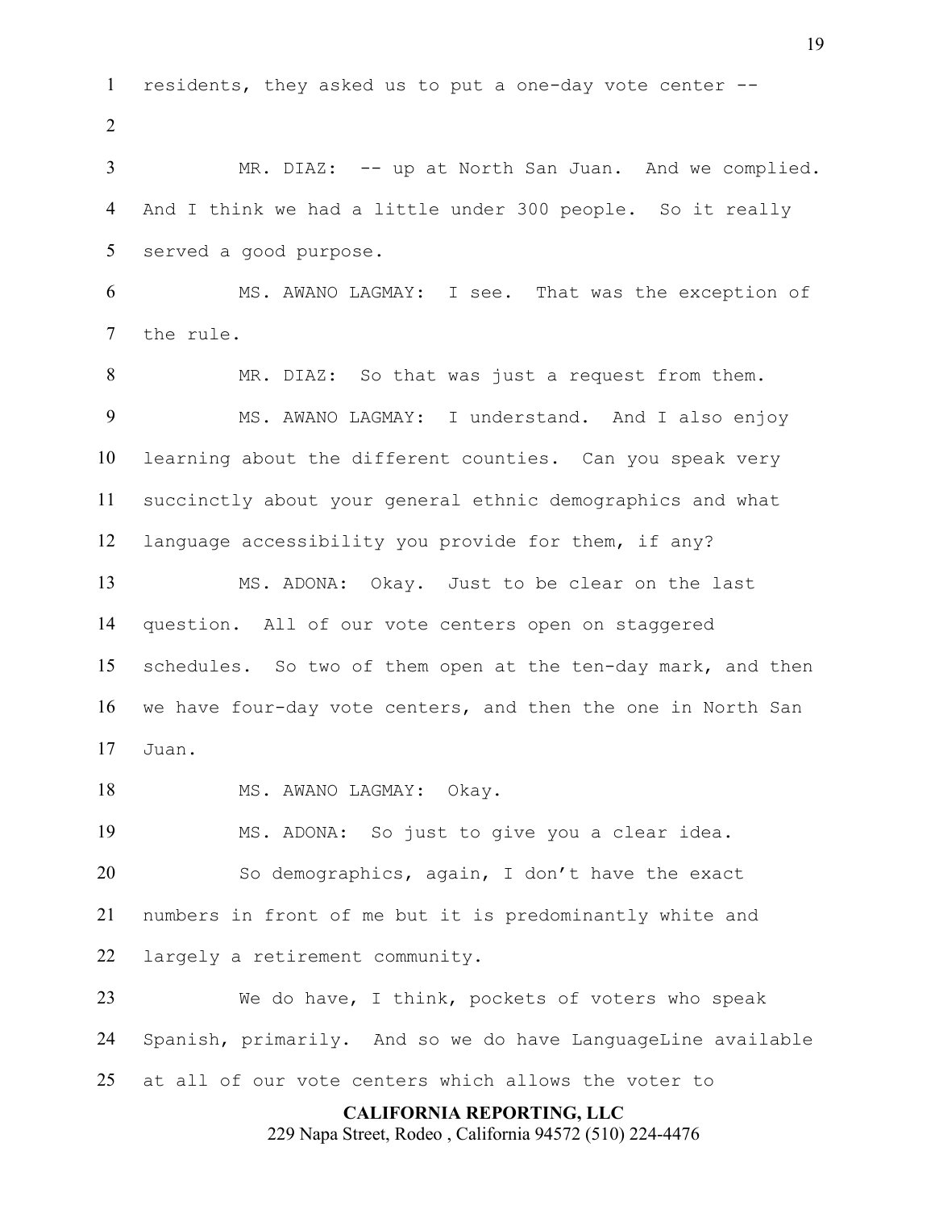residents, they asked us to put a one-day vote center --

MR. DIAZ: -- up at North San Juan. And we complied. And I think we had a little under 300 people. So it really served a good purpose.

MS. AWANO LAGMAY: I see. That was the exception of the rule.

MR. DIAZ: So that was just a request from them.

MS. AWANO LAGMAY: I understand. And I also enjoy learning about the different counties. Can you speak very succinctly about your general ethnic demographics and what language accessibility you provide for them, if any?

MS. ADONA: Okay. Just to be clear on the last question. All of our vote centers open on staggered schedules. So two of them open at the ten-day mark, and then we have four-day vote centers, and then the one in North San Juan.

MS. AWANO LAGMAY: Okay.

MS. ADONA: So just to give you a clear idea.

So demographics, again, I don't have the exact numbers in front of me but it is predominantly white and largely a retirement community.

We do have, I think, pockets of voters who speak Spanish, primarily. And so we do have LanguageLine available at all of our vote centers which allows the voter to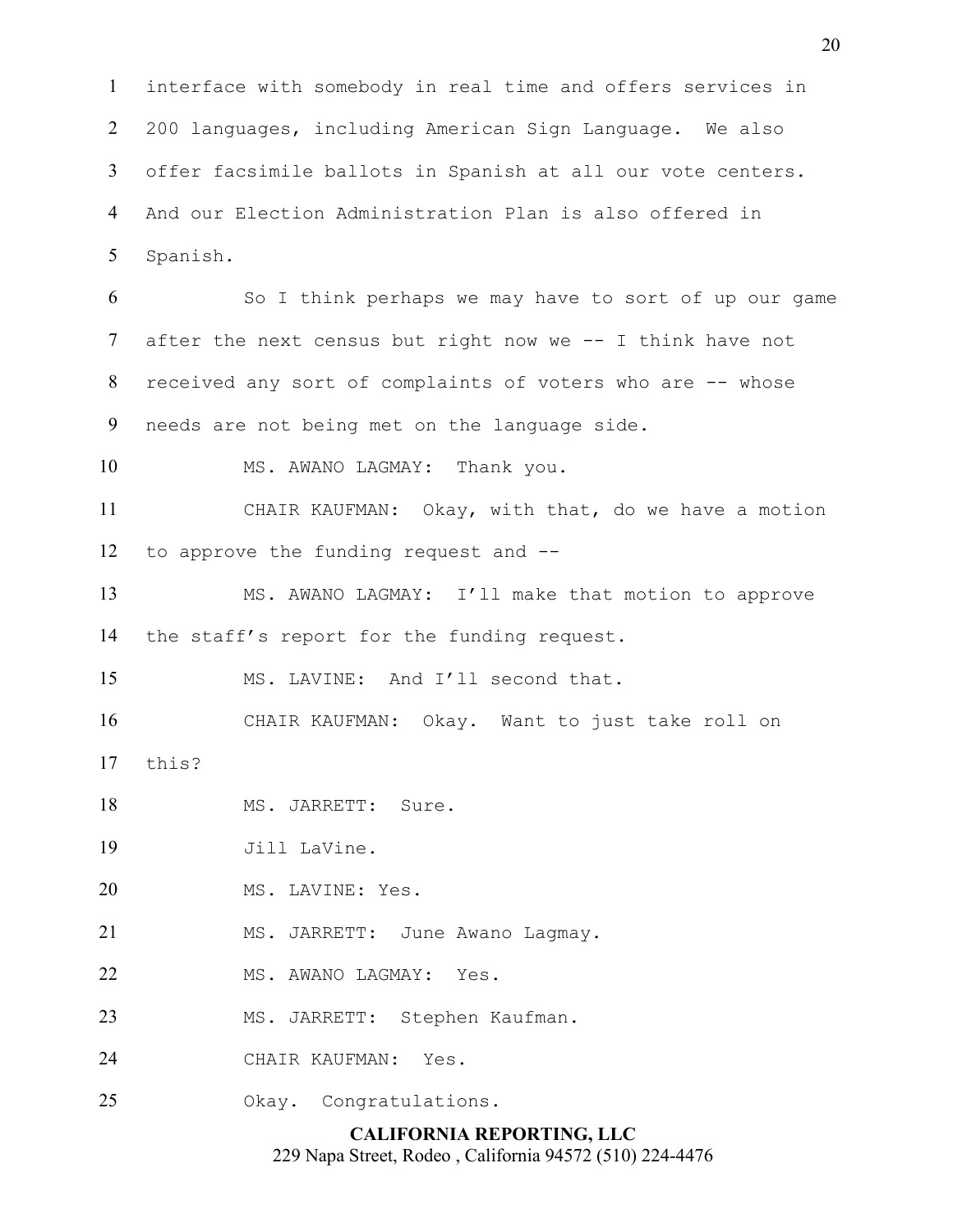interface with somebody in real time and offers services in 200 languages, including American Sign Language. We also offer facsimile ballots in Spanish at all our vote centers. And our Election Administration Plan is also offered in Spanish.

So I think perhaps we may have to sort of up our game after the next census but right now we -- I think have not received any sort of complaints of voters who are -- whose needs are not being met on the language side.

MS. AWANO LAGMAY: Thank you.

CHAIR KAUFMAN: Okay, with that, do we have a motion to approve the funding request and --

MS. AWANO LAGMAY: I'll make that motion to approve the staff's report for the funding request.

MS. LAVINE: And I'll second that.

CHAIR KAUFMAN: Okay. Want to just take roll on this?

MS. JARRETT: Sure.

Jill LaVine.

MS. LAVINE: Yes.

MS. JARRETT: June Awano Lagmay.

MS. AWANO LAGMAY: Yes.

MS. JARRETT: Stephen Kaufman.

CHAIR KAUFMAN: Yes.

Okay. Congratulations.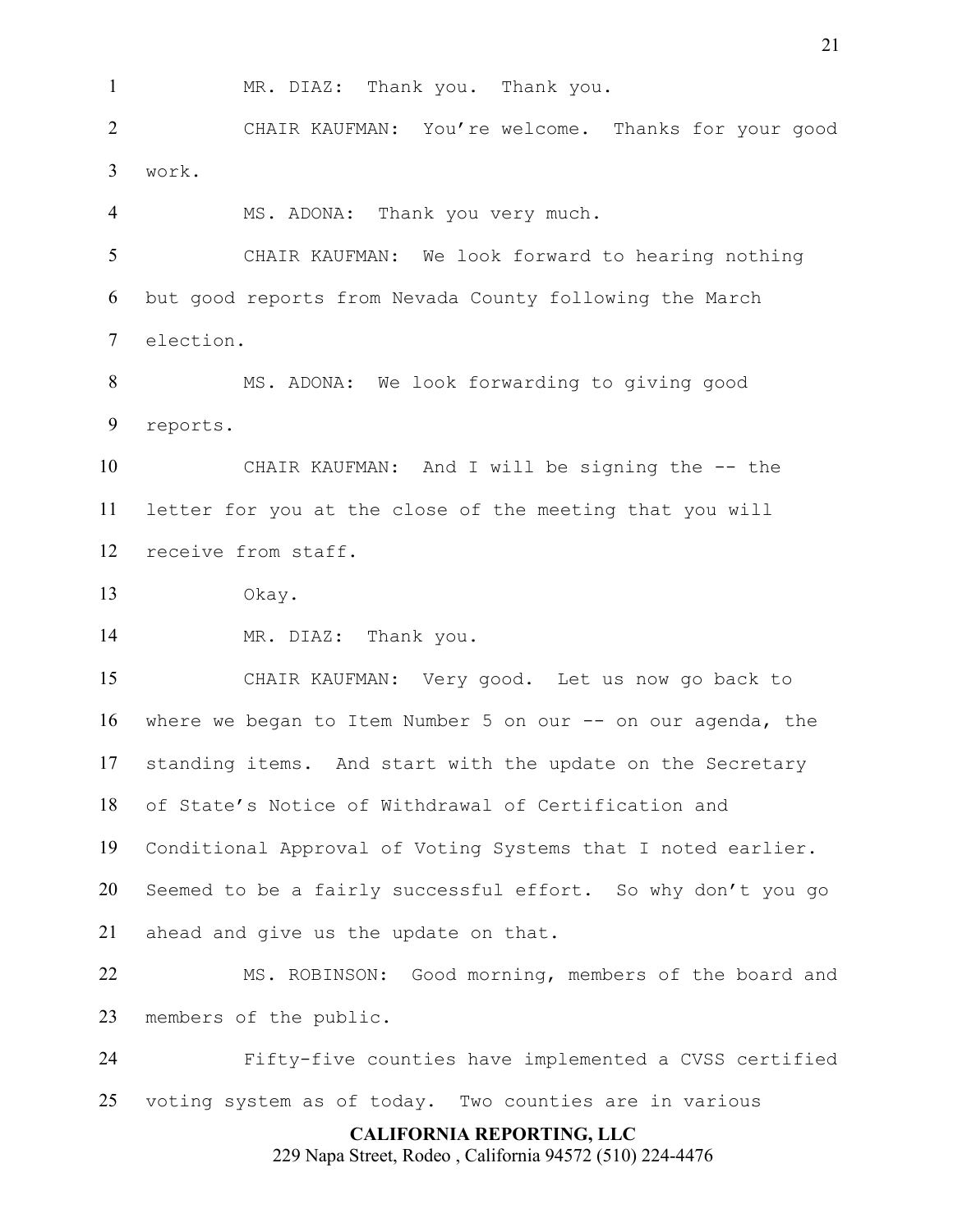MR. DIAZ: Thank you. Thank you.

CHAIR KAUFMAN: You're welcome. Thanks for your good work.

MS. ADONA: Thank you very much.

CHAIR KAUFMAN: We look forward to hearing nothing but good reports from Nevada County following the March election.

MS. ADONA: We look forwarding to giving good reports.

CHAIR KAUFMAN: And I will be signing the -- the letter for you at the close of the meeting that you will receive from staff.

Okay.

MR. DIAZ: Thank you.

CHAIR KAUFMAN: Very good. Let us now go back to where we began to Item Number 5 on our -- on our agenda, the standing items. And start with the update on the Secretary of State's Notice of Withdrawal of Certification and Conditional Approval of Voting Systems that I noted earlier. Seemed to be a fairly successful effort. So why don't you go ahead and give us the update on that.

MS. ROBINSON: Good morning, members of the board and members of the public.

Fifty-five counties have implemented a CVSS certified voting system as of today. Two counties are in various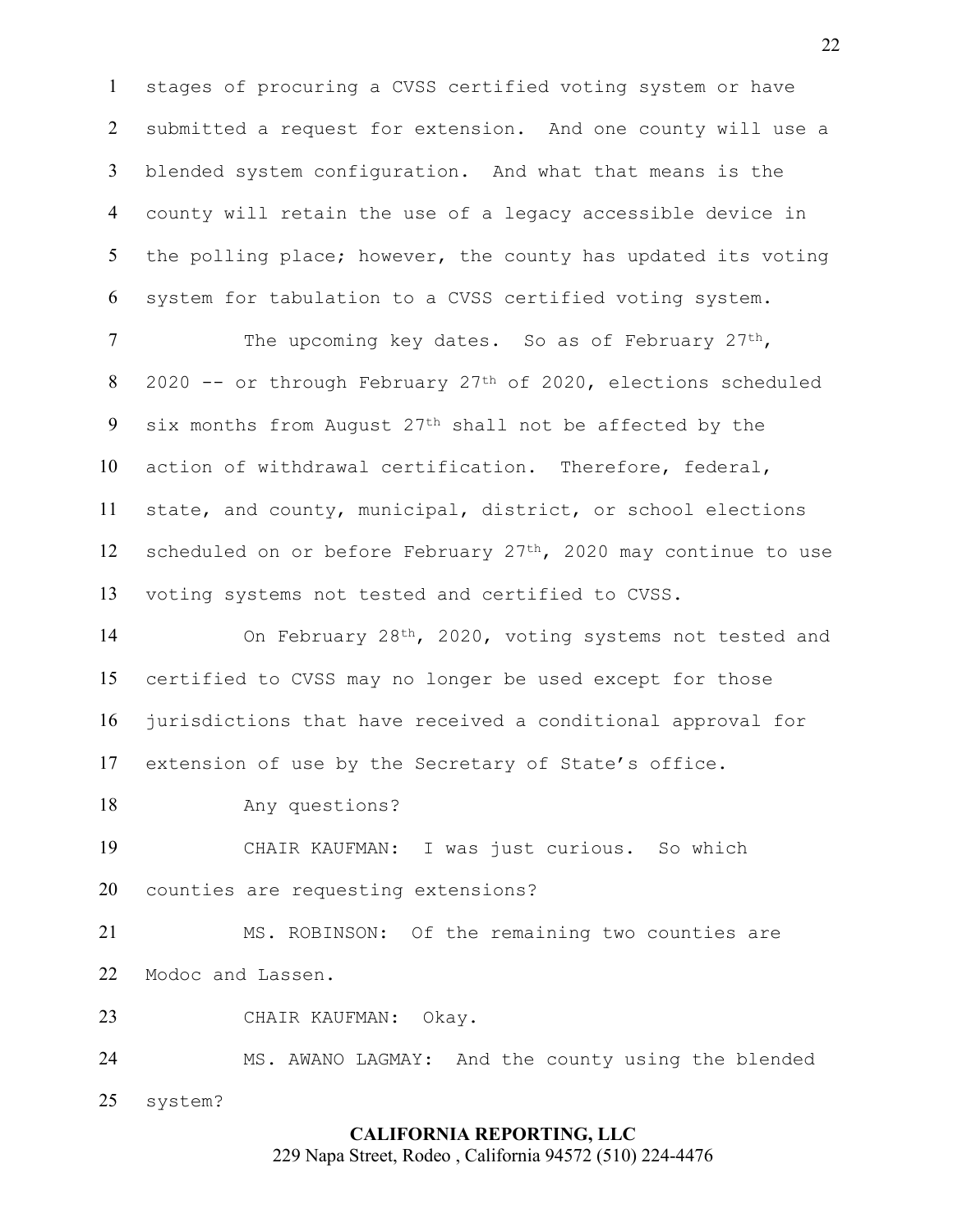stages of procuring a CVSS certified voting system or have submitted a request for extension. And one county will use a blended system configuration. And what that means is the county will retain the use of a legacy accessible device in the polling place; however, the county has updated its voting system for tabulation to a CVSS certified voting system.

The upcoming key dates. So as of February 27th, 2020 -- or through February 27th of 2020, elections scheduled six months from August 27th shall not be affected by the action of withdrawal certification. Therefore, federal, state, and county, municipal, district, or school elections scheduled on or before February 27th, 2020 may continue to use voting systems not tested and certified to CVSS.

On February 28th, 2020, voting systems not tested and certified to CVSS may no longer be used except for those jurisdictions that have received a conditional approval for extension of use by the Secretary of State's office.

Any questions?

CHAIR KAUFMAN: I was just curious. So which counties are requesting extensions?

MS. ROBINSON: Of the remaining two counties are Modoc and Lassen.

CHAIR KAUFMAN: Okay.

MS. AWANO LAGMAY: And the county using the blended system?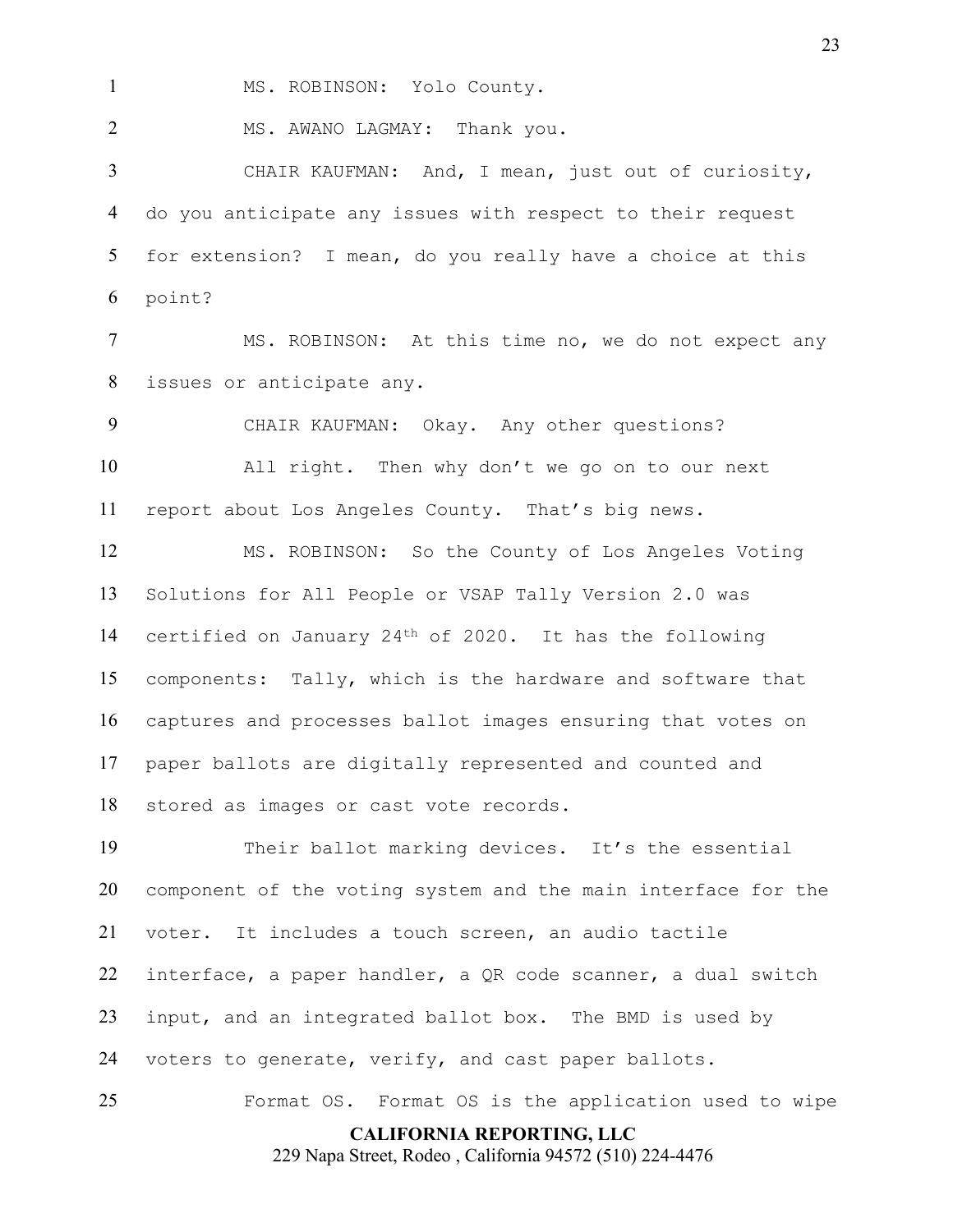MS. ROBINSON: Yolo County.

MS. AWANO LAGMAY: Thank you.

CHAIR KAUFMAN: And, I mean, just out of curiosity, do you anticipate any issues with respect to their request for extension? I mean, do you really have a choice at this point?

MS. ROBINSON: At this time no, we do not expect any issues or anticipate any.

CHAIR KAUFMAN: Okay. Any other questions?

All right. Then why don't we go on to our next report about Los Angeles County. That's big news.

MS. ROBINSON: So the County of Los Angeles Voting Solutions for All People or VSAP Tally Version 2.0 was certified on January 24th of 2020. It has the following components: Tally, which is the hardware and software that captures and processes ballot images ensuring that votes on paper ballots are digitally represented and counted and stored as images or cast vote records.

Their ballot marking devices. It's the essential component of the voting system and the main interface for the voter. It includes a touch screen, an audio tactile interface, a paper handler, a QR code scanner, a dual switch input, and an integrated ballot box. The BMD is used by voters to generate, verify, and cast paper ballots.

Format OS. Format OS is the application used to wipe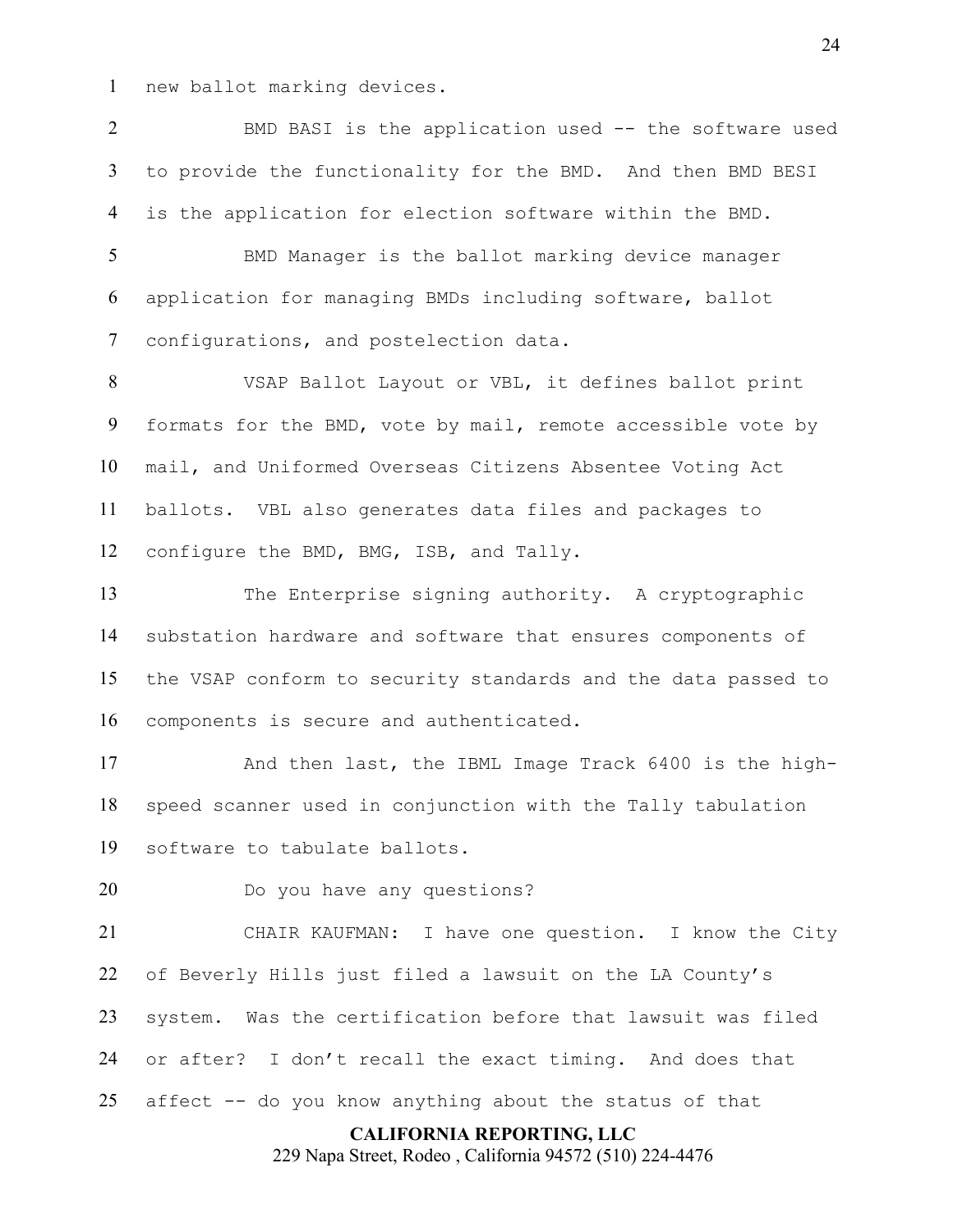new ballot marking devices.

BMD BASI is the application used -- the software used to provide the functionality for the BMD. And then BMD BESI is the application for election software within the BMD.

BMD Manager is the ballot marking device manager application for managing BMDs including software, ballot configurations, and postelection data.

VSAP Ballot Layout or VBL, it defines ballot print formats for the BMD, vote by mail, remote accessible vote by mail, and Uniformed Overseas Citizens Absentee Voting Act ballots. VBL also generates data files and packages to configure the BMD, BMG, ISB, and Tally.

The Enterprise signing authority. A cryptographic substation hardware and software that ensures components of the VSAP conform to security standards and the data passed to components is secure and authenticated.

And then last, the IBML Image Track 6400 is the high-speed scanner used in conjunction with the Tally tabulation software to tabulate ballots.

Do you have any questions?

CHAIR KAUFMAN: I have one question. I know the City of Beverly Hills just filed a lawsuit on the LA County's system. Was the certification before that lawsuit was filed or after? I don't recall the exact timing. And does that affect -- do you know anything about the status of that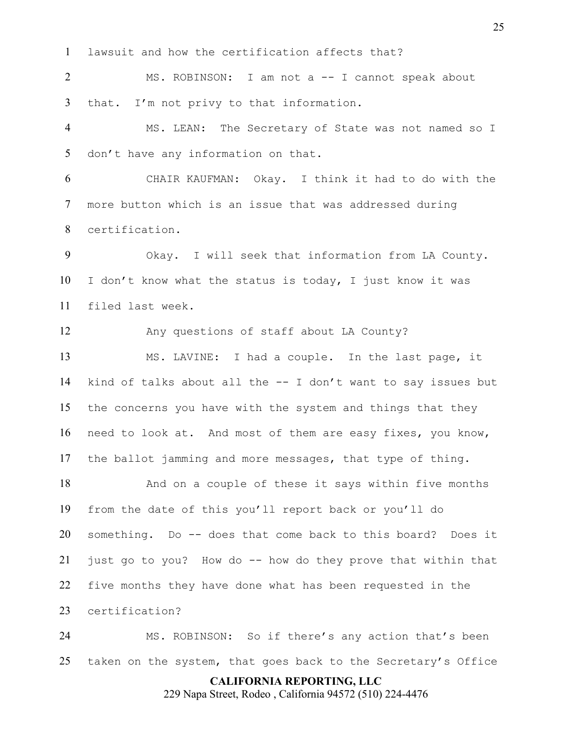lawsuit and how the certification affects that?

MS. ROBINSON: I am not a -- I cannot speak about that. I'm not privy to that information.

MS. LEAN: The Secretary of State was not named so I don't have any information on that.

CHAIR KAUFMAN: Okay. I think it had to do with the more button which is an issue that was addressed during certification.

Okay. I will seek that information from LA County. I don't know what the status is today, I just know it was filed last week.

Any questions of staff about LA County?

MS. LAVINE: I had a couple. In the last page, it kind of talks about all the -- I don't want to say issues but the concerns you have with the system and things that they need to look at. And most of them are easy fixes, you know, the ballot jamming and more messages, that type of thing.

And on a couple of these it says within five months from the date of this you'll report back or you'll do something. Do -- does that come back to this board? Does it just go to you? How do -- how do they prove that within that five months they have done what has been requested in the certification?

MS. ROBINSON: So if there's any action that's been taken on the system, that goes back to the Secretary's Office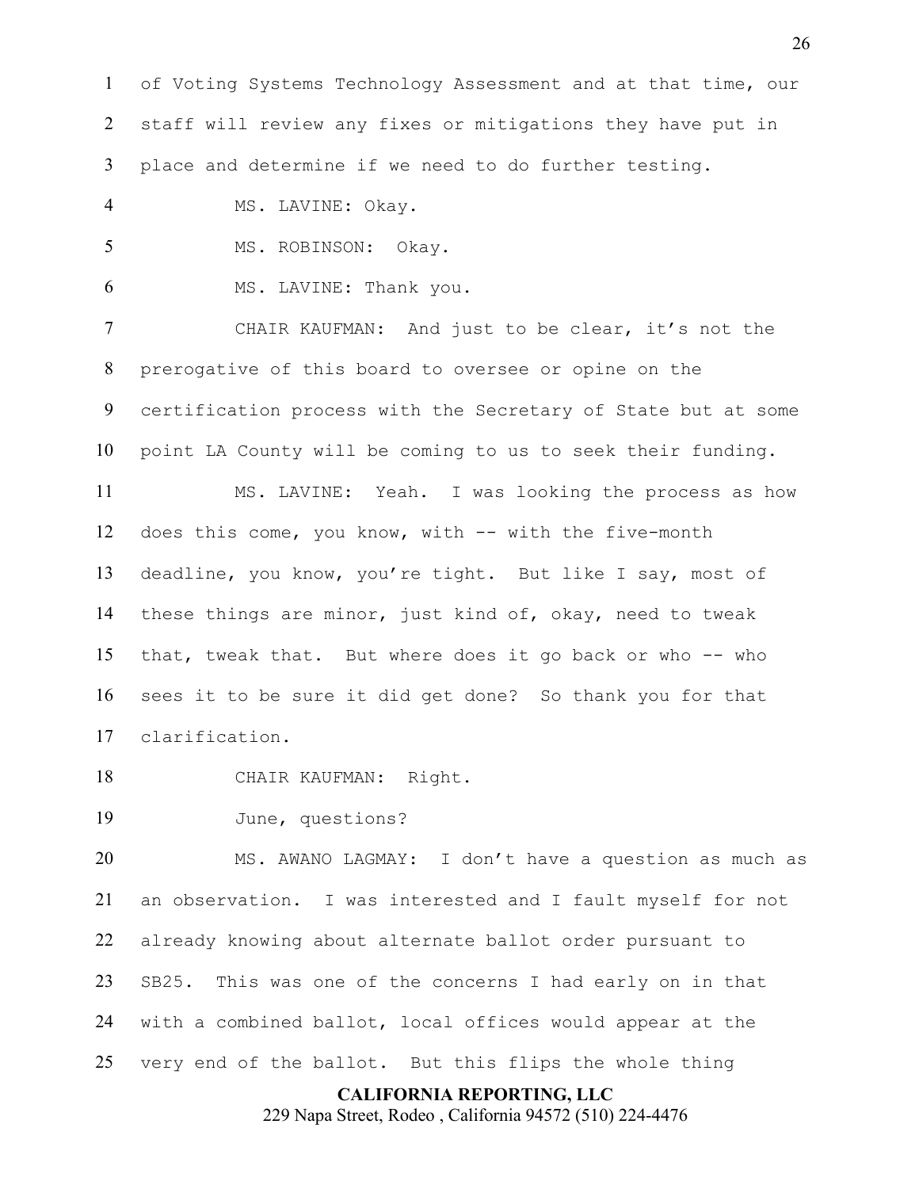of Voting Systems Technology Assessment and at that time, our staff will review any fixes or mitigations they have put in place and determine if we need to do further testing.

MS. LAVINE: Okay.

MS. ROBINSON: Okay.

MS. LAVINE: Thank you.

CHAIR KAUFMAN: And just to be clear, it's not the prerogative of this board to oversee or opine on the certification process with the Secretary of State but at some point LA County will be coming to us to seek their funding.

MS. LAVINE: Yeah. I was looking the process as how does this come, you know, with -- with the five-month deadline, you know, you're tight. But like I say, most of these things are minor, just kind of, okay, need to tweak that, tweak that. But where does it go back or who -- who sees it to be sure it did get done? So thank you for that clarification.

CHAIR KAUFMAN: Right.

June, questions?

MS. AWANO LAGMAY: I don't have a question as much as an observation. I was interested and I fault myself for not already knowing about alternate ballot order pursuant to SB25. This was one of the concerns I had early on in that with a combined ballot, local offices would appear at the very end of the ballot. But this flips the whole thing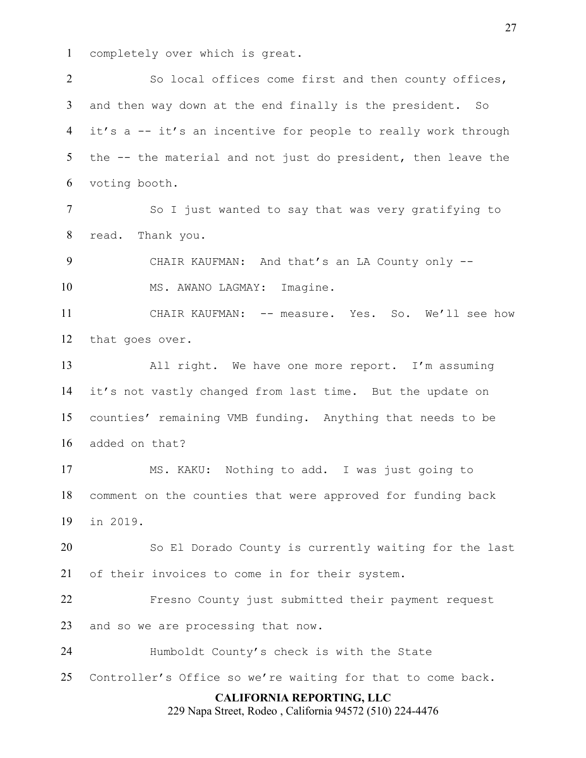completely over which is great.

So local offices come first and then county offices, and then way down at the end finally is the president. So it's a -- it's an incentive for people to really work through the -- the material and not just do president, then leave the voting booth.

So I just wanted to say that was very gratifying to read. Thank you.

CHAIR KAUFMAN: And that's an LA County only --

MS. AWANO LAGMAY: Imagine.

CHAIR KAUFMAN: -- measure. Yes. So. We'll see how that goes over.

All right. We have one more report. I'm assuming it's not vastly changed from last time. But the update on counties' remaining VMB funding. Anything that needs to be added on that?

MS. KAKU: Nothing to add. I was just going to comment on the counties that were approved for funding back in 2019.

So El Dorado County is currently waiting for the last of their invoices to come in for their system.

Fresno County just submitted their payment request and so we are processing that now.

Humboldt County's check is with the State Controller's Office so we're waiting for that to come back.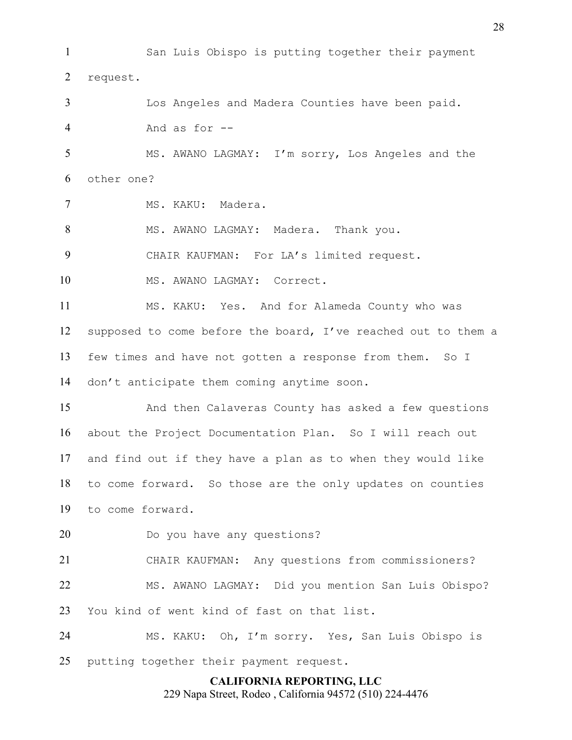San Luis Obispo is putting together their payment request.

Los Angeles and Madera Counties have been paid.

And as for --

MS. AWANO LAGMAY: I'm sorry, Los Angeles and the other one?

MS. KAKU: Madera.

MS. AWANO LAGMAY: Madera. Thank you.

CHAIR KAUFMAN: For LA's limited request.

MS. AWANO LAGMAY: Correct.

MS. KAKU: Yes. And for Alameda County who was supposed to come before the board, I've reached out to them a few times and have not gotten a response from them. So I don't anticipate them coming anytime soon.

And then Calaveras County has asked a few questions about the Project Documentation Plan. So I will reach out and find out if they have a plan as to when they would like to come forward. So those are the only updates on counties to come forward.

Do you have any questions?

CHAIR KAUFMAN: Any questions from commissioners?

MS. AWANO LAGMAY: Did you mention San Luis Obispo? You kind of went kind of fast on that list.

MS. KAKU: Oh, I'm sorry. Yes, San Luis Obispo is putting together their payment request.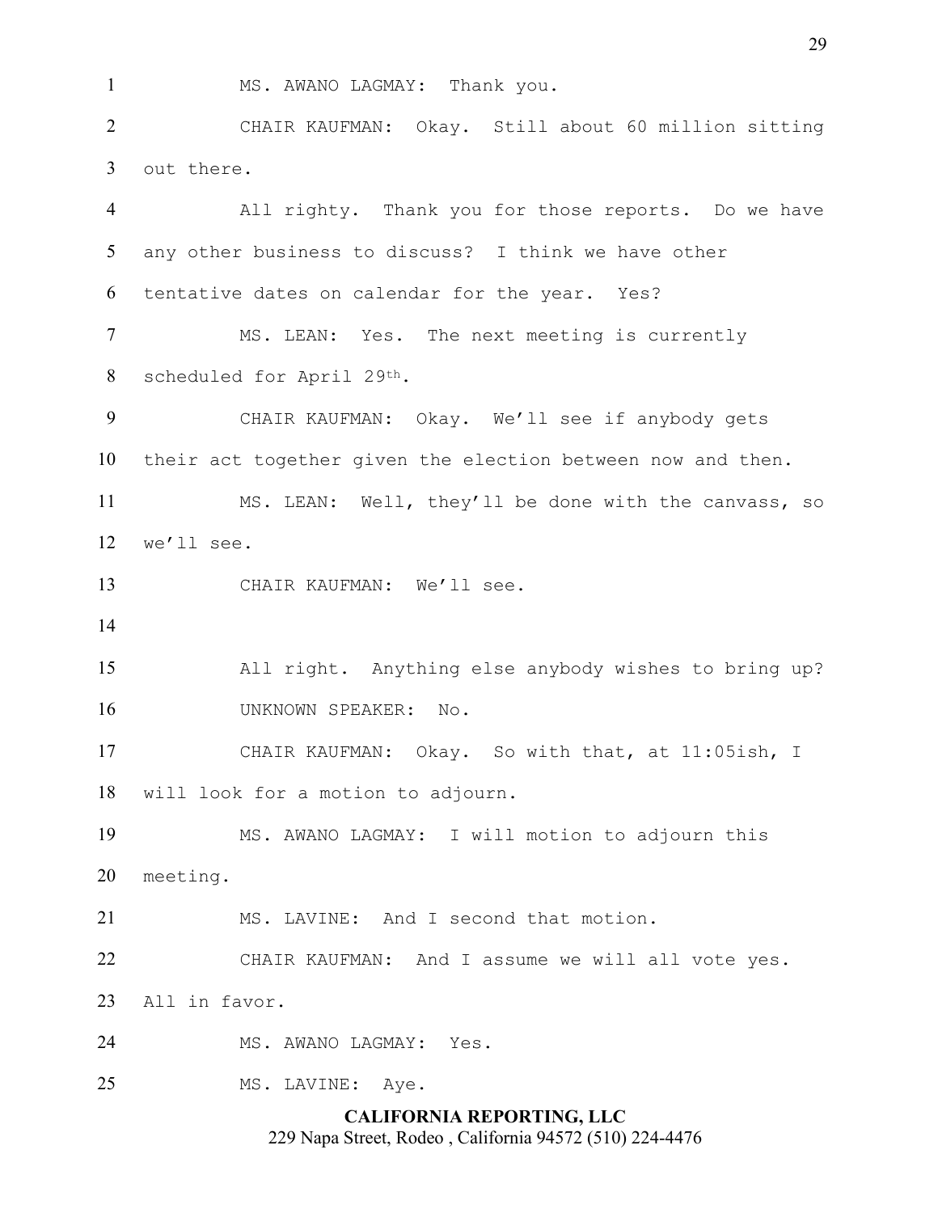MS. AWANO LAGMAY: Thank you.

CHAIR KAUFMAN: Okay. Still about 60 million sitting out there.

All righty. Thank you for those reports. Do we have any other business to discuss? I think we have other tentative dates on calendar for the year. Yes?

MS. LEAN: Yes. The next meeting is currently scheduled for April 29th.

CHAIR KAUFMAN: Okay. We'll see if anybody gets their act together given the election between now and then.

MS. LEAN: Well, they'll be done with the canvass, so we'll see.

CHAIR KAUFMAN: We'll see.

All right. Anything else anybody wishes to bring up?

UNKNOWN SPEAKER: No.

CHAIR KAUFMAN: Okay. So with that, at 11:05ish, I will look for a motion to adjourn.

MS. AWANO LAGMAY: I will motion to adjourn this meeting.

MS. LAVINE: And I second that motion.

CHAIR KAUFMAN: And I assume we will all vote yes. All in favor.

MS. AWANO LAGMAY: Yes.

MS. LAVINE: Aye.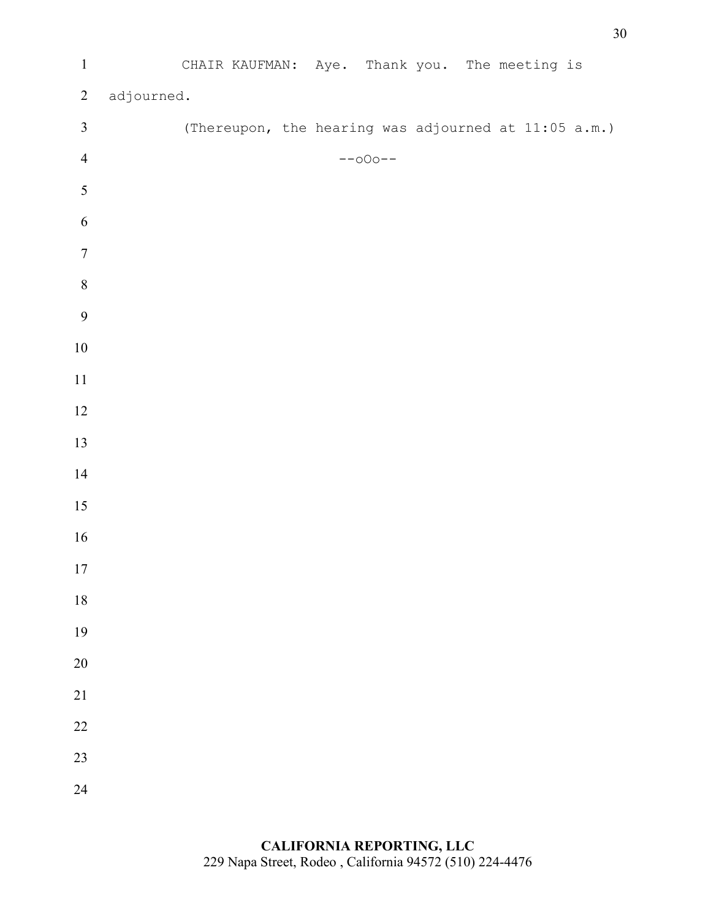CHAIR KAUFMAN: Aye. Thank you. The meeting is adjourned.

(Thereupon, the hearing was adjourned at 11:05 a.m.)

--oOo--